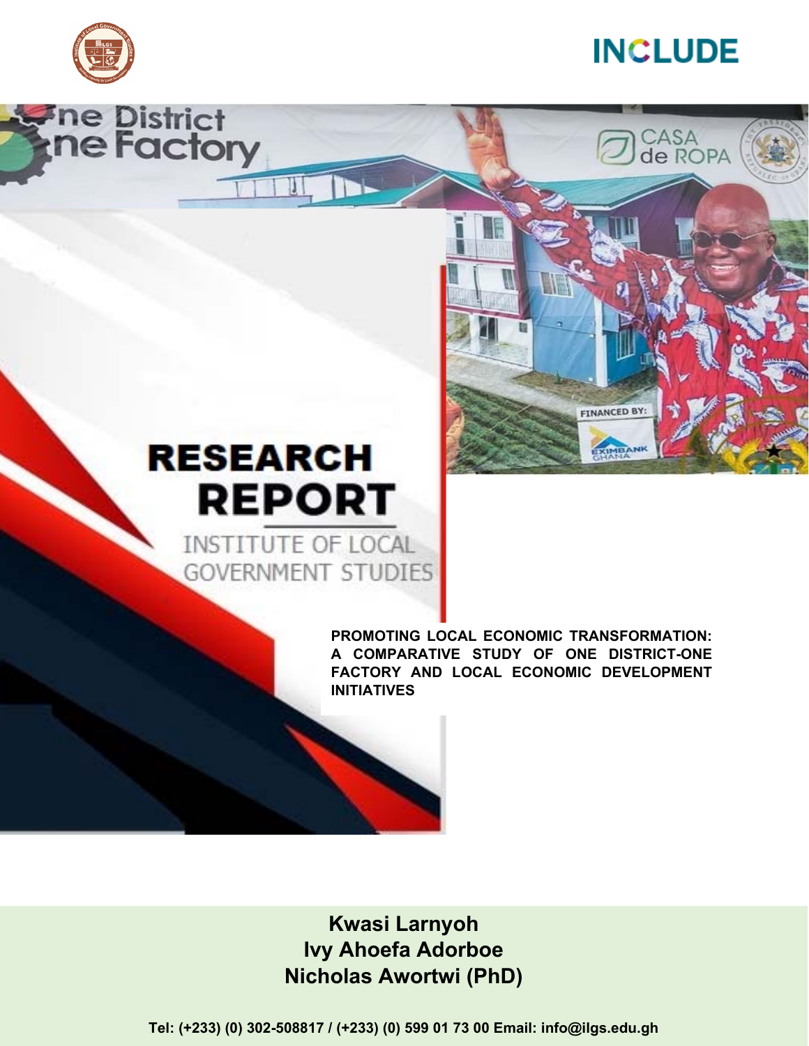INCLUDE

# RESEARCH REPORT

INSTITUTE OF LOCAL GOVERNMENT STUDIES

**PROMOTING LOCAL ECONOMIC TRANSFORMATION: A COMPARATIVE STUDY OF ONE DISTRICT-ONE FACTORY AND LOCAL ECONOMIC DEVELOPMENT INITIATIVES**

**Kwasi Larnyoh**
**Ivy Ahoefa Adorboe**
**Nicholas Awortwi (PhD)**

**Tel: (+233) (0) 302-508817 / (+233) (0) 599 01 73 00 Email: info@ilgs.edu.gh**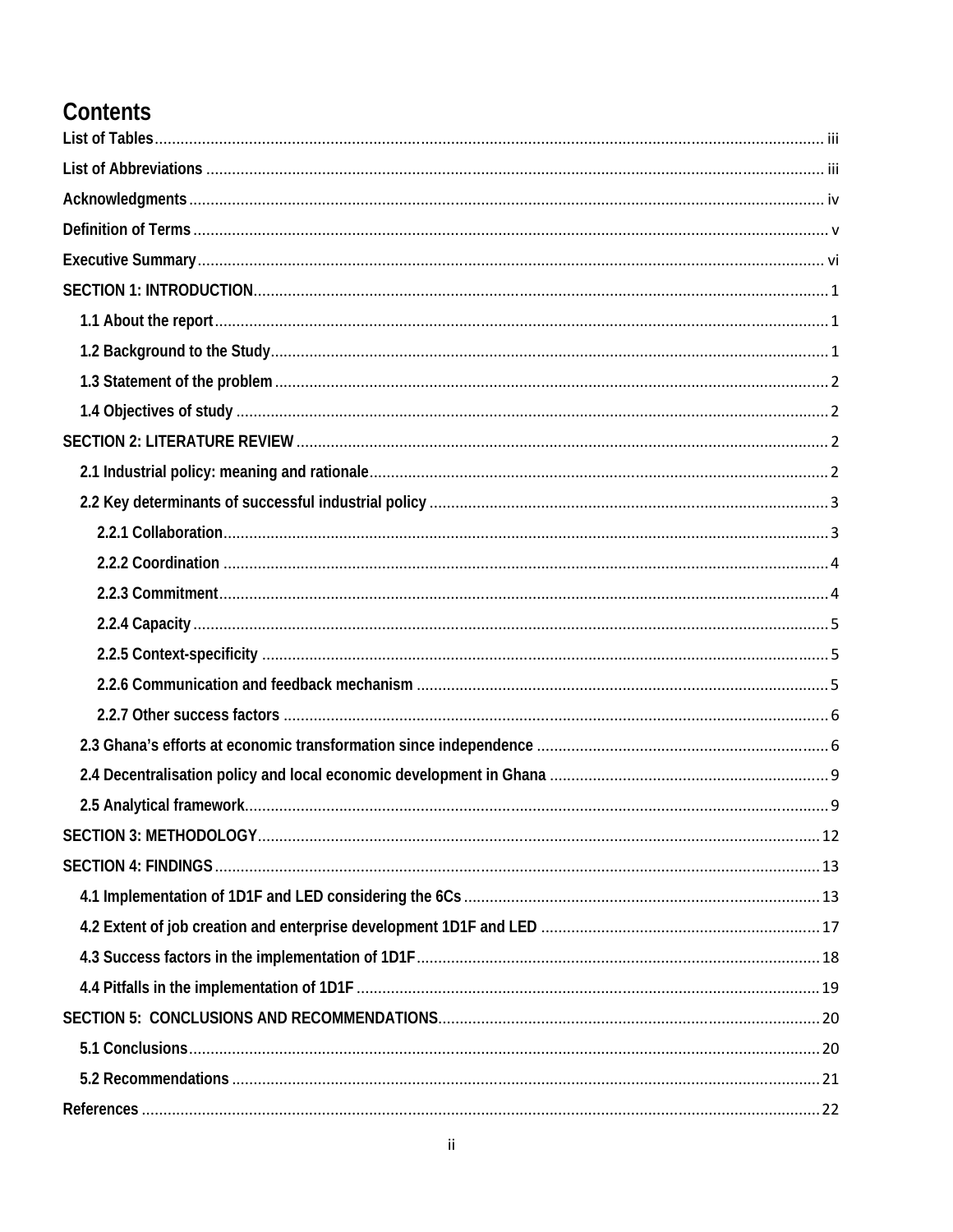# Contents

List of Tables ........................................................................................................................................... iii

List of Abbreviations ................................................................................................................................ iii

Acknowledgments ..................................................................................................................................... iv

Definition of Terms ...................................................................................................................................... v

Executive Summary ................................................................................................................................... vi

SECTION 1: INTRODUCTION ...................................................................................................................... 1

- 1.1 About the report ............................................................................................................................... 1
- 1.2 Background to the Study .................................................................................................................. 1
- 1.3 Statement of the problem ................................................................................................................ 2
- 1.4 Objectives of study .......................................................................................................................... 2

SECTION 2: LITERATURE REVIEW ............................................................................................................. 2

- 2.1 Industrial policy: meaning and rationale ........................................................................................... 2
- 2.2 Key determinants of successful industrial policy .............................................................................. 3
  - 2.2.1 Collaboration ............................................................................................................................. 3
  - 2.2.2 Coordination ............................................................................................................................. 4
  - 2.2.3 Commitment .............................................................................................................................. 4
  - 2.2.4 Capacity .................................................................................................................................... 5
  - 2.2.5 Context-specificity .................................................................................................................... 5
  - 2.2.6 Communication and feedback mechanism ................................................................................. 5
  - 2.2.7 Other success factors ............................................................................................................... 6
- 2.3 Ghana's efforts at economic transformation since independence ..................................................... 6
- 2.4 Decentralisation policy and local economic development in Ghana .................................................. 9
- 2.5 Analytical framework ....................................................................................................................... 9

SECTION 3: METHODOLOGY .................................................................................................................... 12

SECTION 4: FINDINGS ............................................................................................................................... 13

- 4.1 Implementation of 1D1F and LED considering the 6Cs .................................................................... 13
- 4.2 Extent of job creation and enterprise development 1D1F and LED .................................................. 17
- 4.3 Success factors in the implementation of 1D1F ............................................................................... 18
- 4.4 Pitfalls in the implementation of 1D1F ............................................................................................. 19

SECTION 5: CONCLUSIONS AND RECOMMENDATIONS .......................................................................... 20

- 5.1 Conclusions .................................................................................................................................... 20
- 5.2 Recommendations .......................................................................................................................... 21

References .............................................................................................................................................. 22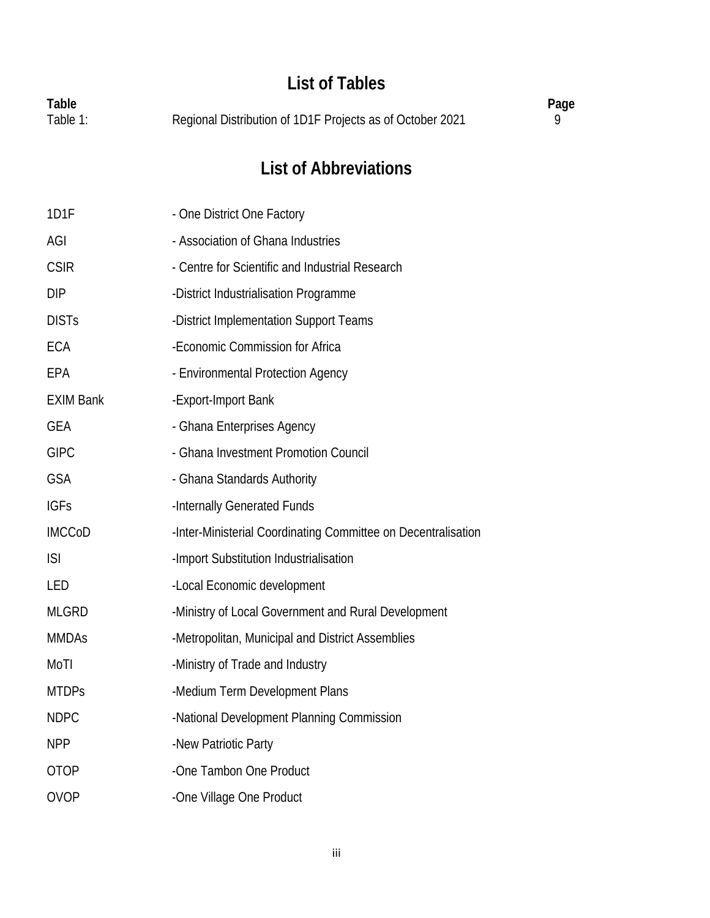## List of Tables

| Table | | Page |
|---|---|---|
| Table 1: | Regional Distribution of 1D1F Projects as of October 2021 | 9 |

## List of Abbreviations

| | |
|---|---|
| 1D1F | - One District One Factory |
| AGI | - Association of Ghana Industries |
| CSIR | - Centre for Scientific and Industrial Research |
| DIP | -District Industrialisation Programme |
| DISTs | -District Implementation Support Teams |
| ECA | -Economic Commission for Africa |
| EPA | - Environmental Protection Agency |
| EXIM Bank | -Export-Import Bank |
| GEA | - Ghana Enterprises Agency |
| GIPC | - Ghana Investment Promotion Council |
| GSA | - Ghana Standards Authority |
| IGFs | -Internally Generated Funds |
| IMCCoD | -Inter-Ministerial Coordinating Committee on Decentralisation |
| ISI | -Import Substitution Industrialisation |
| LED | -Local Economic development |
| MLGRD | -Ministry of Local Government and Rural Development |
| MMDAs | -Metropolitan, Municipal and District Assemblies |
| MoTI | -Ministry of Trade and Industry |
| MTDPs | -Medium Term Development Plans |
| NDPC | -National Development Planning Commission |
| NPP | -New Patriotic Party |
| OTOP | -One Tambon One Product |
| OVOP | -One Village One Product |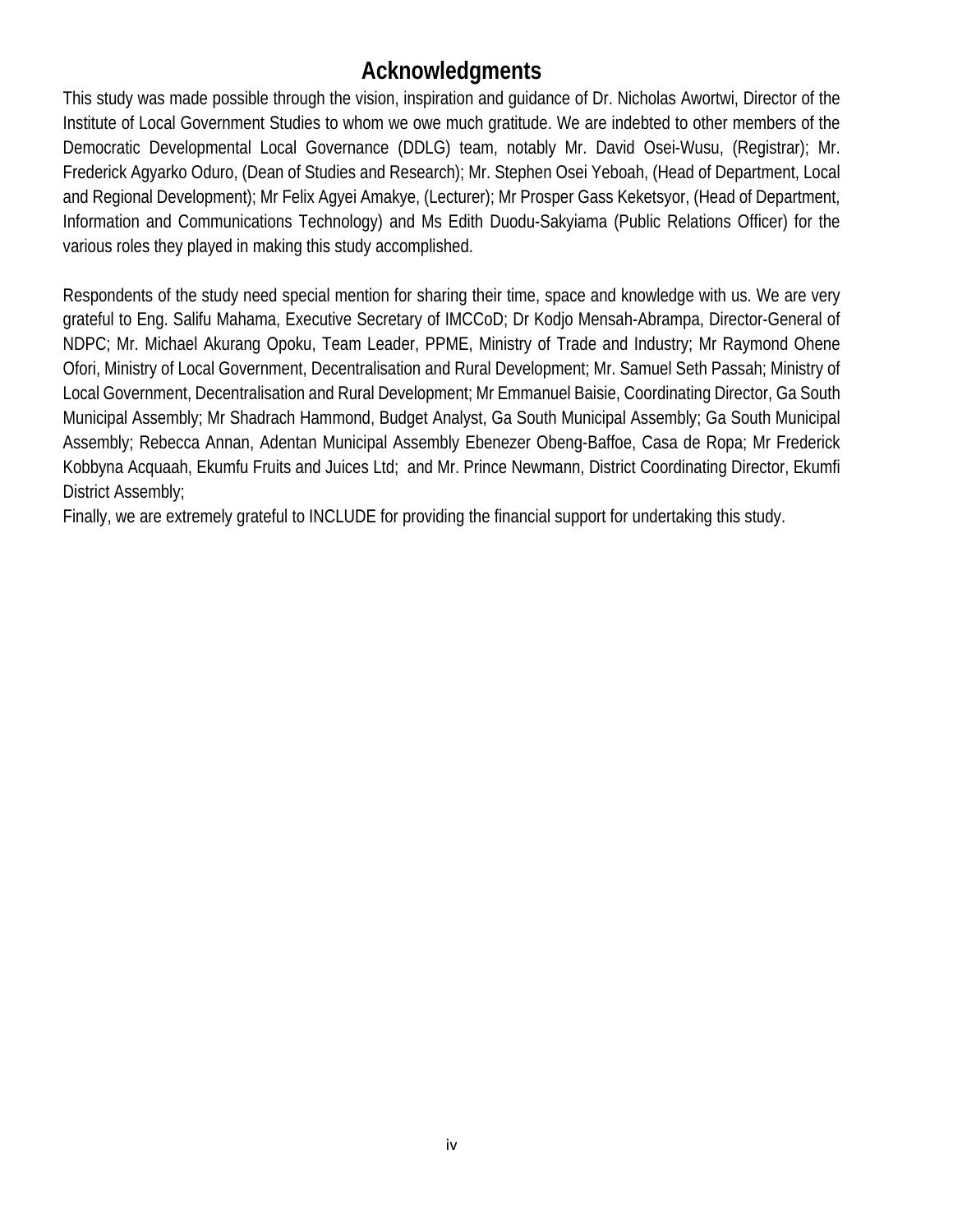# Acknowledgments

This study was made possible through the vision, inspiration and guidance of Dr. Nicholas Awortwi, Director of the Institute of Local Government Studies to whom we owe much gratitude. We are indebted to other members of the Democratic Developmental Local Governance (DDLG) team, notably Mr. David Osei-Wusu, (Registrar); Mr. Frederick Agyarko Oduro, (Dean of Studies and Research); Mr. Stephen Osei Yeboah, (Head of Department, Local and Regional Development); Mr Felix Agyei Amakye, (Lecturer); Mr Prosper Gass Keketsyor, (Head of Department, Information and Communications Technology) and Ms Edith Duodu-Sakyiama (Public Relations Officer) for the various roles they played in making this study accomplished.

Respondents of the study need special mention for sharing their time, space and knowledge with us. We are very grateful to Eng. Salifu Mahama, Executive Secretary of IMCCoD; Dr Kodjo Mensah-Abrampa, Director-General of NDPC; Mr. Michael Akurang Opoku, Team Leader, PPME, Ministry of Trade and Industry; Mr Raymond Ohene Ofori, Ministry of Local Government, Decentralisation and Rural Development; Mr. Samuel Seth Passah; Ministry of Local Government, Decentralisation and Rural Development; Mr Emmanuel Baisie, Coordinating Director, Ga South Municipal Assembly; Mr Shadrach Hammond, Budget Analyst, Ga South Municipal Assembly; Ga South Municipal Assembly; Rebecca Annan, Adentan Municipal Assembly Ebenezer Obeng-Baffoe, Casa de Ropa; Mr Frederick Kobbyna Acquaah, Ekumfu Fruits and Juices Ltd; and Mr. Prince Newmann, District Coordinating Director, Ekumfi District Assembly;

Finally, we are extremely grateful to INCLUDE for providing the financial support for undertaking this study.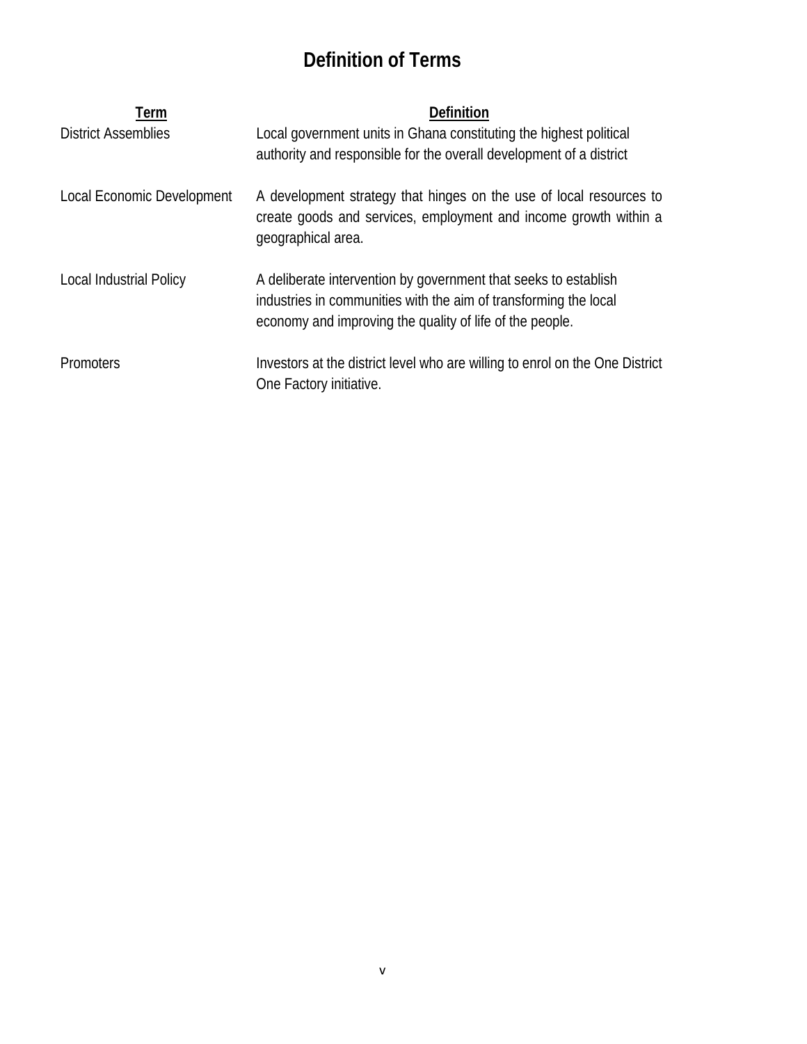# Definition of Terms

| Term | Definition |
|---|---|
| District Assemblies | Local government units in Ghana constituting the highest political authority and responsible for the overall development of a district |
| Local Economic Development | A development strategy that hinges on the use of local resources to create goods and services, employment and income growth within a geographical area. |
| Local Industrial Policy | A deliberate intervention by government that seeks to establish industries in communities with the aim of transforming the local economy and improving the quality of life of the people. |
| Promoters | Investors at the district level who are willing to enrol on the One District One Factory initiative. |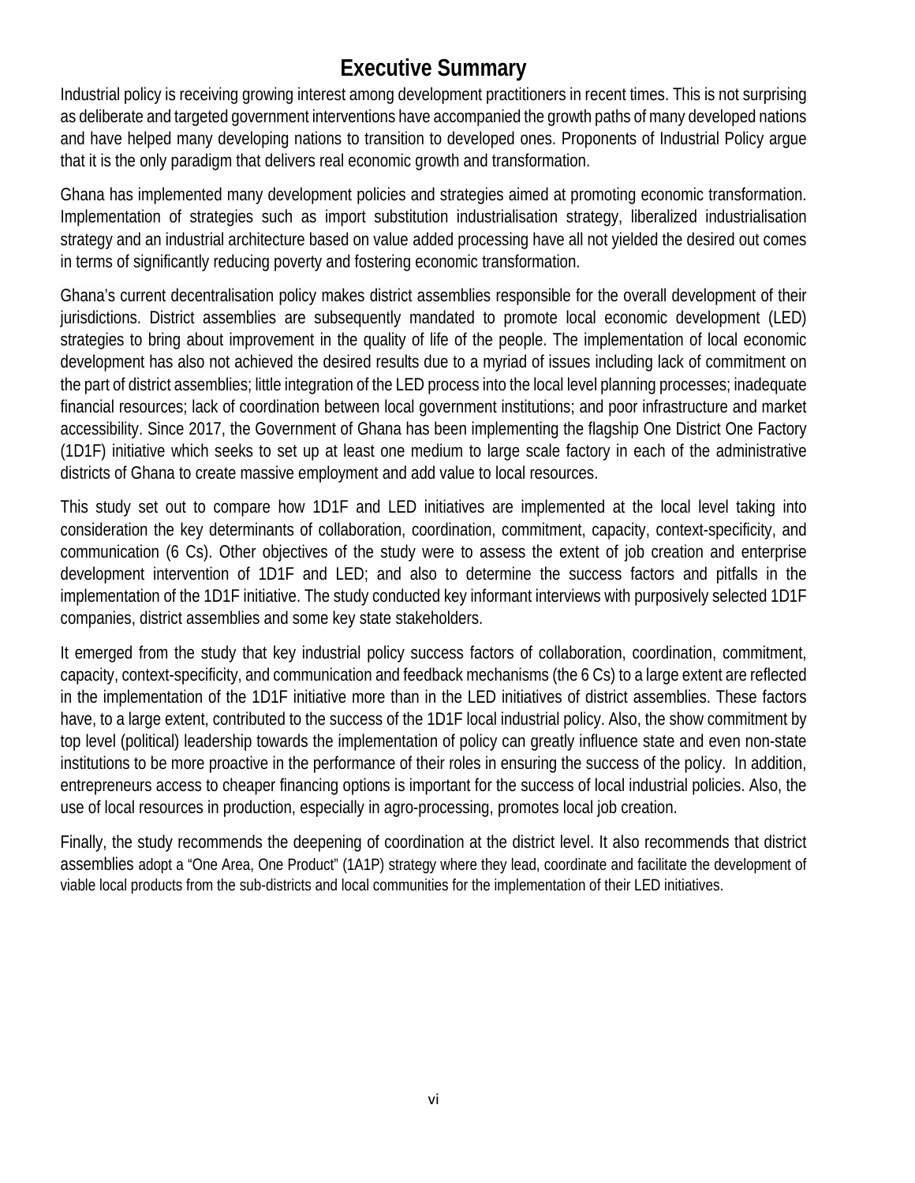# Executive Summary

Industrial policy is receiving growing interest among development practitioners in recent times. This is not surprising as deliberate and targeted government interventions have accompanied the growth paths of many developed nations and have helped many developing nations to transition to developed ones. Proponents of Industrial Policy argue that it is the only paradigm that delivers real economic growth and transformation.

Ghana has implemented many development policies and strategies aimed at promoting economic transformation. Implementation of strategies such as import substitution industrialisation strategy, liberalized industrialisation strategy and an industrial architecture based on value added processing have all not yielded the desired out comes in terms of significantly reducing poverty and fostering economic transformation.

Ghana's current decentralisation policy makes district assemblies responsible for the overall development of their jurisdictions. District assemblies are subsequently mandated to promote local economic development (LED) strategies to bring about improvement in the quality of life of the people. The implementation of local economic development has also not achieved the desired results due to a myriad of issues including lack of commitment on the part of district assemblies; little integration of the LED process into the local level planning processes; inadequate financial resources; lack of coordination between local government institutions; and poor infrastructure and market accessibility. Since 2017, the Government of Ghana has been implementing the flagship One District One Factory (1D1F) initiative which seeks to set up at least one medium to large scale factory in each of the administrative districts of Ghana to create massive employment and add value to local resources.

This study set out to compare how 1D1F and LED initiatives are implemented at the local level taking into consideration the key determinants of collaboration, coordination, commitment, capacity, context-specificity, and communication (6 Cs). Other objectives of the study were to assess the extent of job creation and enterprise development intervention of 1D1F and LED; and also to determine the success factors and pitfalls in the implementation of the 1D1F initiative. The study conducted key informant interviews with purposively selected 1D1F companies, district assemblies and some key state stakeholders.

It emerged from the study that key industrial policy success factors of collaboration, coordination, commitment, capacity, context-specificity, and communication and feedback mechanisms (the 6 Cs) to a large extent are reflected in the implementation of the 1D1F initiative more than in the LED initiatives of district assemblies. These factors have, to a large extent, contributed to the success of the 1D1F local industrial policy. Also, the show commitment by top level (political) leadership towards the implementation of policy can greatly influence state and even non-state institutions to be more proactive in the performance of their roles in ensuring the success of the policy. In addition, entrepreneurs access to cheaper financing options is important for the success of local industrial policies. Also, the use of local resources in production, especially in agro-processing, promotes local job creation.

Finally, the study recommends the deepening of coordination at the district level. It also recommends that district assemblies adopt a "One Area, One Product" (1A1P) strategy where they lead, coordinate and facilitate the development of viable local products from the sub-districts and local communities for the implementation of their LED initiatives.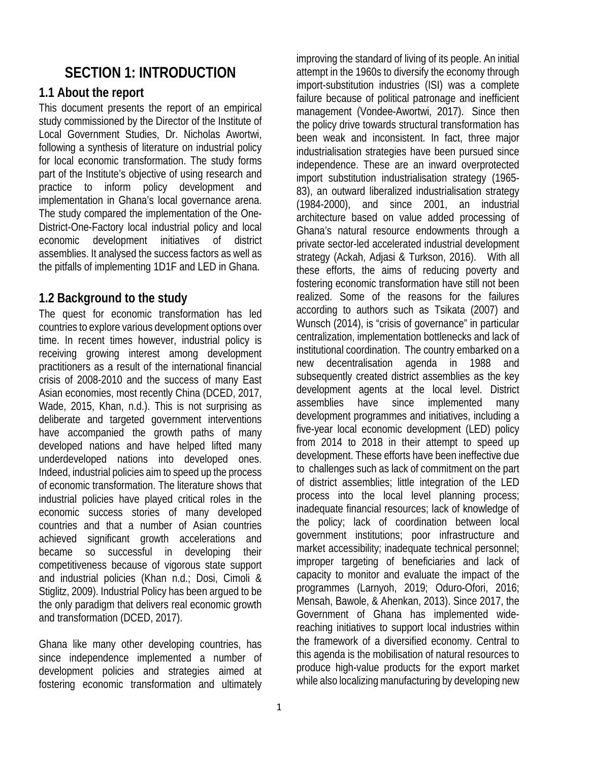# SECTION 1: INTRODUCTION

## 1.1 About the report

This document presents the report of an empirical study commissioned by the Director of the Institute of Local Government Studies, Dr. Nicholas Awortwi, following a synthesis of literature on industrial policy for local economic transformation. The study forms part of the Institute's objective of using research and practice to inform policy development and implementation in Ghana's local governance arena. The study compared the implementation of the One-District-One-Factory local industrial policy and local economic development initiatives of district assemblies. It analysed the success factors as well as the pitfalls of implementing 1D1F and LED in Ghana.

## 1.2 Background to the study

The quest for economic transformation has led countries to explore various development options over time. In recent times however, industrial policy is receiving growing interest among development practitioners as a result of the international financial crisis of 2008-2010 and the success of many East Asian economies, most recently China (DCED, 2017, Wade, 2015, Khan, n.d.). This is not surprising as deliberate and targeted government interventions have accompanied the growth paths of many developed nations and have helped lifted many underdeveloped nations into developed ones. Indeed, industrial policies aim to speed up the process of economic transformation. The literature shows that industrial policies have played critical roles in the economic success stories of many developed countries and that a number of Asian countries achieved significant growth accelerations and became so successful in developing their competitiveness because of vigorous state support and industrial policies (Khan n.d.; Dosi, Cimoli & Stiglitz, 2009). Industrial Policy has been argued to be the only paradigm that delivers real economic growth and transformation (DCED, 2017).

Ghana like many other developing countries, has since independence implemented a number of development policies and strategies aimed at fostering economic transformation and ultimately improving the standard of living of its people. An initial attempt in the 1960s to diversify the economy through import-substitution industries (ISI) was a complete failure because of political patronage and inefficient management (Vondee-Awortwi, 2017). Since then the policy drive towards structural transformation has been weak and inconsistent. In fact, three major industrialisation strategies have been pursued since independence. These are an inward overprotected import substitution industrialisation strategy (1965-83), an outward liberalized industrialisation strategy (1984-2000), and since 2001, an industrial architecture based on value added processing of Ghana's natural resource endowments through a private sector-led accelerated industrial development strategy (Ackah, Adjasi & Turkson, 2016). With all these efforts, the aims of reducing poverty and fostering economic transformation have still not been realized. Some of the reasons for the failures according to authors such as Tsikata (2007) and Wunsch (2014), is "crisis of governance" in particular centralization, implementation bottlenecks and lack of institutional coordination. The country embarked on a new decentralisation agenda in 1988 and subsequently created district assemblies as the key development agents at the local level. District assemblies have since implemented many development programmes and initiatives, including a five-year local economic development (LED) policy from 2014 to 2018 in their attempt to speed up development. These efforts have been ineffective due to challenges such as lack of commitment on the part of district assemblies; little integration of the LED process into the local level planning process; inadequate financial resources; lack of knowledge of the policy; lack of coordination between local government institutions; poor infrastructure and market accessibility; inadequate technical personnel; improper targeting of beneficiaries and lack of capacity to monitor and evaluate the impact of the programmes (Larnyoh, 2019; Oduro-Ofori, 2016; Mensah, Bawole, & Ahenkan, 2013). Since 2017, the Government of Ghana has implemented wide-reaching initiatives to support local industries within the framework of a diversified economy. Central to this agenda is the mobilisation of natural resources to produce high-value products for the export market while also localizing manufacturing by developing new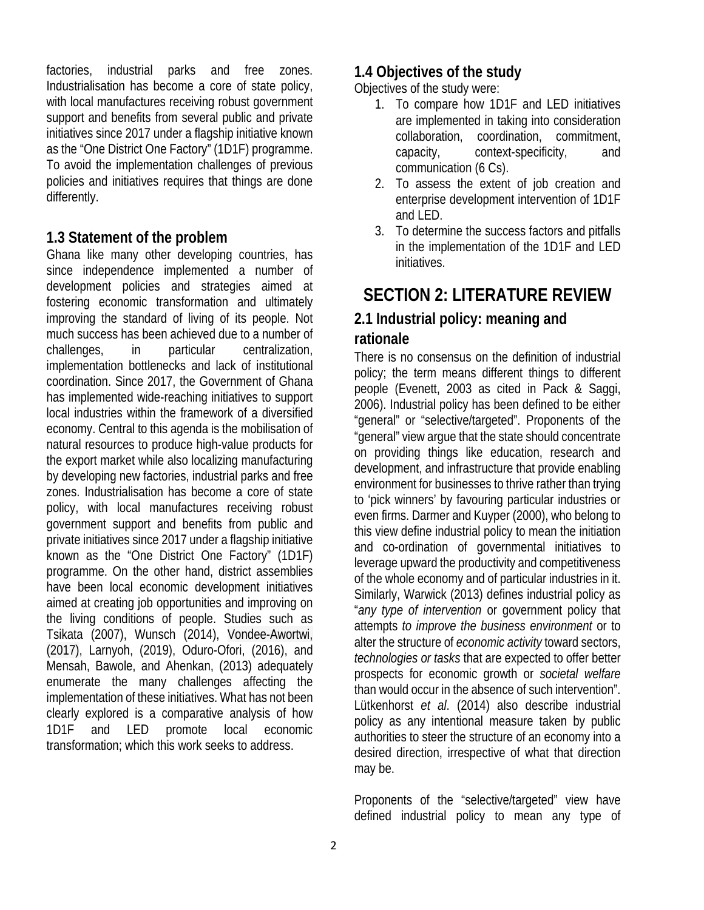factories, industrial parks and free zones. Industrialisation has become a core of state policy, with local manufactures receiving robust government support and benefits from several public and private initiatives since 2017 under a flagship initiative known as the "One District One Factory" (1D1F) programme. To avoid the implementation challenges of previous policies and initiatives requires that things are done differently.

### 1.3 Statement of the problem

Ghana like many other developing countries, has since independence implemented a number of development policies and strategies aimed at fostering economic transformation and ultimately improving the standard of living of its people. Not much success has been achieved due to a number of challenges, in particular centralization, implementation bottlenecks and lack of institutional coordination. Since 2017, the Government of Ghana has implemented wide-reaching initiatives to support local industries within the framework of a diversified economy. Central to this agenda is the mobilisation of natural resources to produce high-value products for the export market while also localizing manufacturing by developing new factories, industrial parks and free zones. Industrialisation has become a core of state policy, with local manufactures receiving robust government support and benefits from public and private initiatives since 2017 under a flagship initiative known as the "One District One Factory" (1D1F) programme. On the other hand, district assemblies have been local economic development initiatives aimed at creating job opportunities and improving on the living conditions of people. Studies such as Tsikata (2007), Wunsch (2014), Vondee-Awortwi, (2017), Larnyoh, (2019), Oduro-Ofori, (2016), and Mensah, Bawole, and Ahenkan, (2013) adequately enumerate the many challenges affecting the implementation of these initiatives. What has not been clearly explored is a comparative analysis of how 1D1F and LED promote local economic transformation; which this work seeks to address.

### 1.4 Objectives of the study

Objectives of the study were:

1. To compare how 1D1F and LED initiatives are implemented in taking into consideration collaboration, coordination, commitment, capacity, context-specificity, and communication (6 Cs).
2. To assess the extent of job creation and enterprise development intervention of 1D1F and LED.
3. To determine the success factors and pitfalls in the implementation of the 1D1F and LED initiatives.

## SECTION 2: LITERATURE REVIEW

### 2.1 Industrial policy: meaning and rationale

There is no consensus on the definition of industrial policy; the term means different things to different people (Evenett, 2003 as cited in Pack & Saggi, 2006). Industrial policy has been defined to be either "general" or "selective/targeted". Proponents of the "general" view argue that the state should concentrate on providing things like education, research and development, and infrastructure that provide enabling environment for businesses to thrive rather than trying to 'pick winners' by favouring particular industries or even firms. Darmer and Kuyper (2000), who belong to this view define industrial policy to mean the initiation and co-ordination of governmental initiatives to leverage upward the productivity and competitiveness of the whole economy and of particular industries in it. Similarly, Warwick (2013) defines industrial policy as "*any type of intervention* or government policy that attempts *to improve the business environment* or to alter the structure of *economic activity* toward sectors, *technologies or tasks* that are expected to offer better prospects for economic growth or *societal welfare* than would occur in the absence of such intervention". Lütkenhorst *et al*. (2014) also describe industrial policy as any intentional measure taken by public authorities to steer the structure of an economy into a desired direction, irrespective of what that direction may be.

Proponents of the "selective/targeted" view have defined industrial policy to mean any type of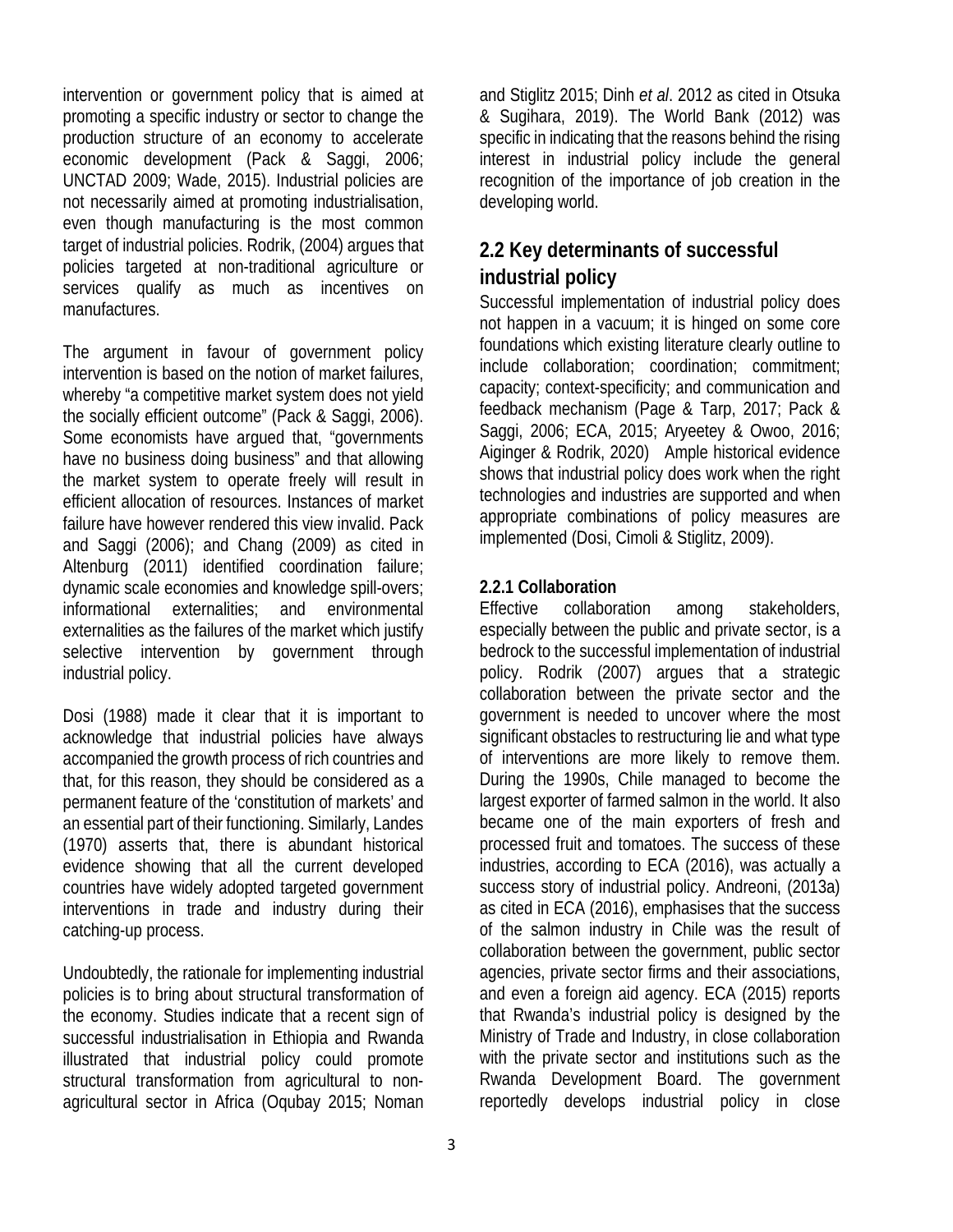intervention or government policy that is aimed at promoting a specific industry or sector to change the production structure of an economy to accelerate economic development (Pack & Saggi, 2006; UNCTAD 2009; Wade, 2015). Industrial policies are not necessarily aimed at promoting industrialisation, even though manufacturing is the most common target of industrial policies. Rodrik, (2004) argues that policies targeted at non-traditional agriculture or services qualify as much as incentives on manufactures.

The argument in favour of government policy intervention is based on the notion of market failures, whereby "a competitive market system does not yield the socially efficient outcome" (Pack & Saggi, 2006). Some economists have argued that, "governments have no business doing business" and that allowing the market system to operate freely will result in efficient allocation of resources. Instances of market failure have however rendered this view invalid. Pack and Saggi (2006); and Chang (2009) as cited in Altenburg (2011) identified coordination failure; dynamic scale economies and knowledge spill-overs; informational externalities; and environmental externalities as the failures of the market which justify selective intervention by government through industrial policy.

Dosi (1988) made it clear that it is important to acknowledge that industrial policies have always accompanied the growth process of rich countries and that, for this reason, they should be considered as a permanent feature of the 'constitution of markets' and an essential part of their functioning. Similarly, Landes (1970) asserts that, there is abundant historical evidence showing that all the current developed countries have widely adopted targeted government interventions in trade and industry during their catching-up process.

Undoubtedly, the rationale for implementing industrial policies is to bring about structural transformation of the economy. Studies indicate that a recent sign of successful industrialisation in Ethiopia and Rwanda illustrated that industrial policy could promote structural transformation from agricultural to non-agricultural sector in Africa (Oqubay 2015; Noman and Stiglitz 2015; Dinh *et al*. 2012 as cited in Otsuka & Sugihara, 2019). The World Bank (2012) was specific in indicating that the reasons behind the rising interest in industrial policy include the general recognition of the importance of job creation in the developing world.

## 2.2 Key determinants of successful industrial policy

Successful implementation of industrial policy does not happen in a vacuum; it is hinged on some core foundations which existing literature clearly outline to include collaboration; coordination; commitment; capacity; context-specificity; and communication and feedback mechanism (Page & Tarp, 2017; Pack & Saggi, 2006; ECA, 2015; Aryeetey & Owoo, 2016; Aiginger & Rodrik, 2020) Ample historical evidence shows that industrial policy does work when the right technologies and industries are supported and when appropriate combinations of policy measures are implemented (Dosi, Cimoli & Stiglitz, 2009).

### 2.2.1 Collaboration

Effective collaboration among stakeholders, especially between the public and private sector, is a bedrock to the successful implementation of industrial policy. Rodrik (2007) argues that a strategic collaboration between the private sector and the government is needed to uncover where the most significant obstacles to restructuring lie and what type of interventions are more likely to remove them. During the 1990s, Chile managed to become the largest exporter of farmed salmon in the world. It also became one of the main exporters of fresh and processed fruit and tomatoes. The success of these industries, according to ECA (2016), was actually a success story of industrial policy. Andreoni, (2013a) as cited in ECA (2016), emphasises that the success of the salmon industry in Chile was the result of collaboration between the government, public sector agencies, private sector firms and their associations, and even a foreign aid agency. ECA (2015) reports that Rwanda's industrial policy is designed by the Ministry of Trade and Industry, in close collaboration with the private sector and institutions such as the Rwanda Development Board. The government reportedly develops industrial policy in close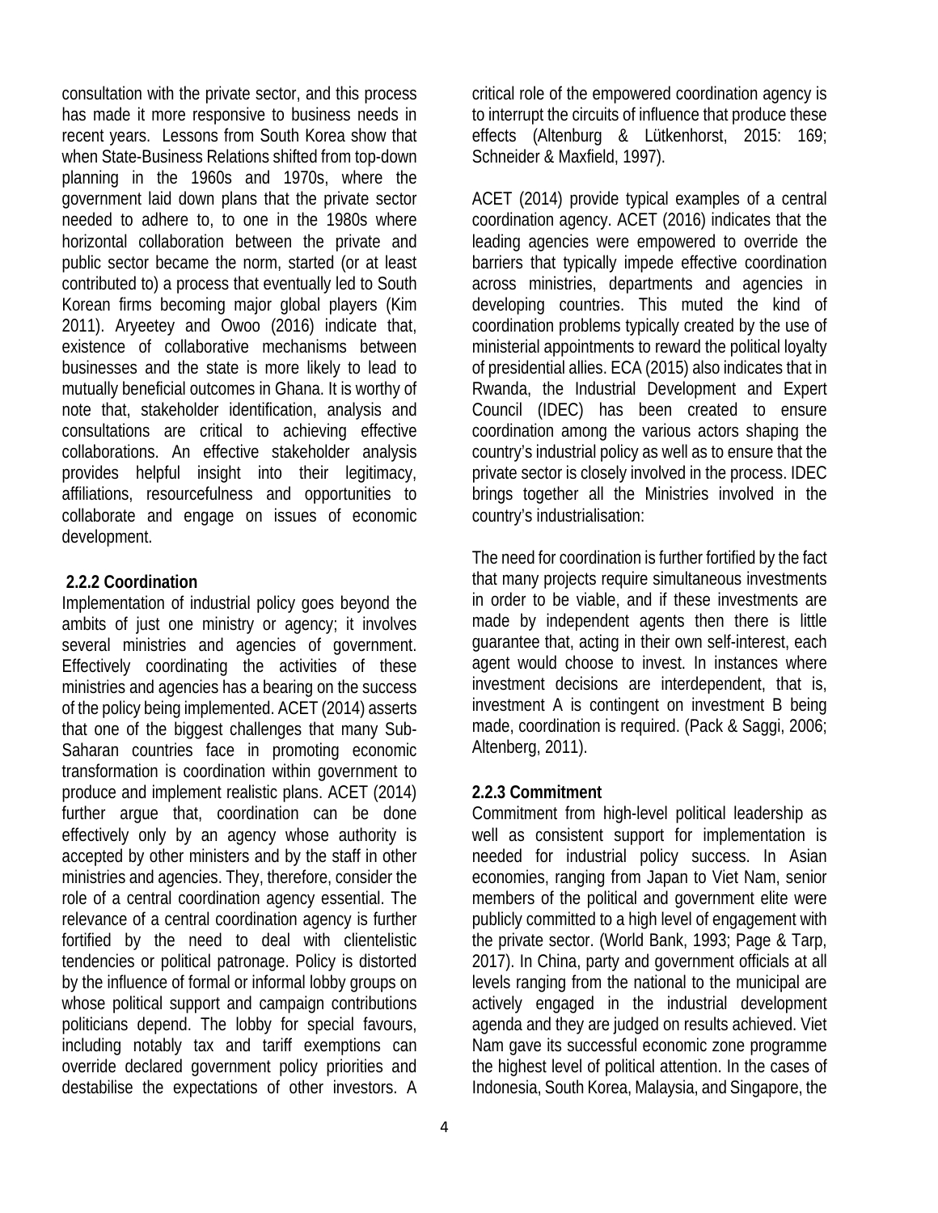consultation with the private sector, and this process has made it more responsive to business needs in recent years. Lessons from South Korea show that when State-Business Relations shifted from top-down planning in the 1960s and 1970s, where the government laid down plans that the private sector needed to adhere to, to one in the 1980s where horizontal collaboration between the private and public sector became the norm, started (or at least contributed to) a process that eventually led to South Korean firms becoming major global players (Kim 2011). Aryeetey and Owoo (2016) indicate that, existence of collaborative mechanisms between businesses and the state is more likely to lead to mutually beneficial outcomes in Ghana. It is worthy of note that, stakeholder identification, analysis and consultations are critical to achieving effective collaborations. An effective stakeholder analysis provides helpful insight into their legitimacy, affiliations, resourcefulness and opportunities to collaborate and engage on issues of economic development.

### 2.2.2 Coordination

Implementation of industrial policy goes beyond the ambits of just one ministry or agency; it involves several ministries and agencies of government. Effectively coordinating the activities of these ministries and agencies has a bearing on the success of the policy being implemented. ACET (2014) asserts that one of the biggest challenges that many Sub-Saharan countries face in promoting economic transformation is coordination within government to produce and implement realistic plans. ACET (2014) further argue that, coordination can be done effectively only by an agency whose authority is accepted by other ministers and by the staff in other ministries and agencies. They, therefore, consider the role of a central coordination agency essential. The relevance of a central coordination agency is further fortified by the need to deal with clientelistic tendencies or political patronage. Policy is distorted by the influence of formal or informal lobby groups on whose political support and campaign contributions politicians depend. The lobby for special favours, including notably tax and tariff exemptions can override declared government policy priorities and destabilise the expectations of other investors. A critical role of the empowered coordination agency is to interrupt the circuits of influence that produce these effects (Altenburg & Lütkenhorst, 2015: 169; Schneider & Maxfield, 1997).

ACET (2014) provide typical examples of a central coordination agency. ACET (2016) indicates that the leading agencies were empowered to override the barriers that typically impede effective coordination across ministries, departments and agencies in developing countries. This muted the kind of coordination problems typically created by the use of ministerial appointments to reward the political loyalty of presidential allies. ECA (2015) also indicates that in Rwanda, the Industrial Development and Expert Council (IDEC) has been created to ensure coordination among the various actors shaping the country's industrial policy as well as to ensure that the private sector is closely involved in the process. IDEC brings together all the Ministries involved in the country's industrialisation:

The need for coordination is further fortified by the fact that many projects require simultaneous investments in order to be viable, and if these investments are made by independent agents then there is little guarantee that, acting in their own self-interest, each agent would choose to invest. In instances where investment decisions are interdependent, that is, investment A is contingent on investment B being made, coordination is required. (Pack & Saggi, 2006; Altenberg, 2011).

### 2.2.3 Commitment

Commitment from high-level political leadership as well as consistent support for implementation is needed for industrial policy success. In Asian economies, ranging from Japan to Viet Nam, senior members of the political and government elite were publicly committed to a high level of engagement with the private sector. (World Bank, 1993; Page & Tarp, 2017). In China, party and government officials at all levels ranging from the national to the municipal are actively engaged in the industrial development agenda and they are judged on results achieved. Viet Nam gave its successful economic zone programme the highest level of political attention. In the cases of Indonesia, South Korea, Malaysia, and Singapore, the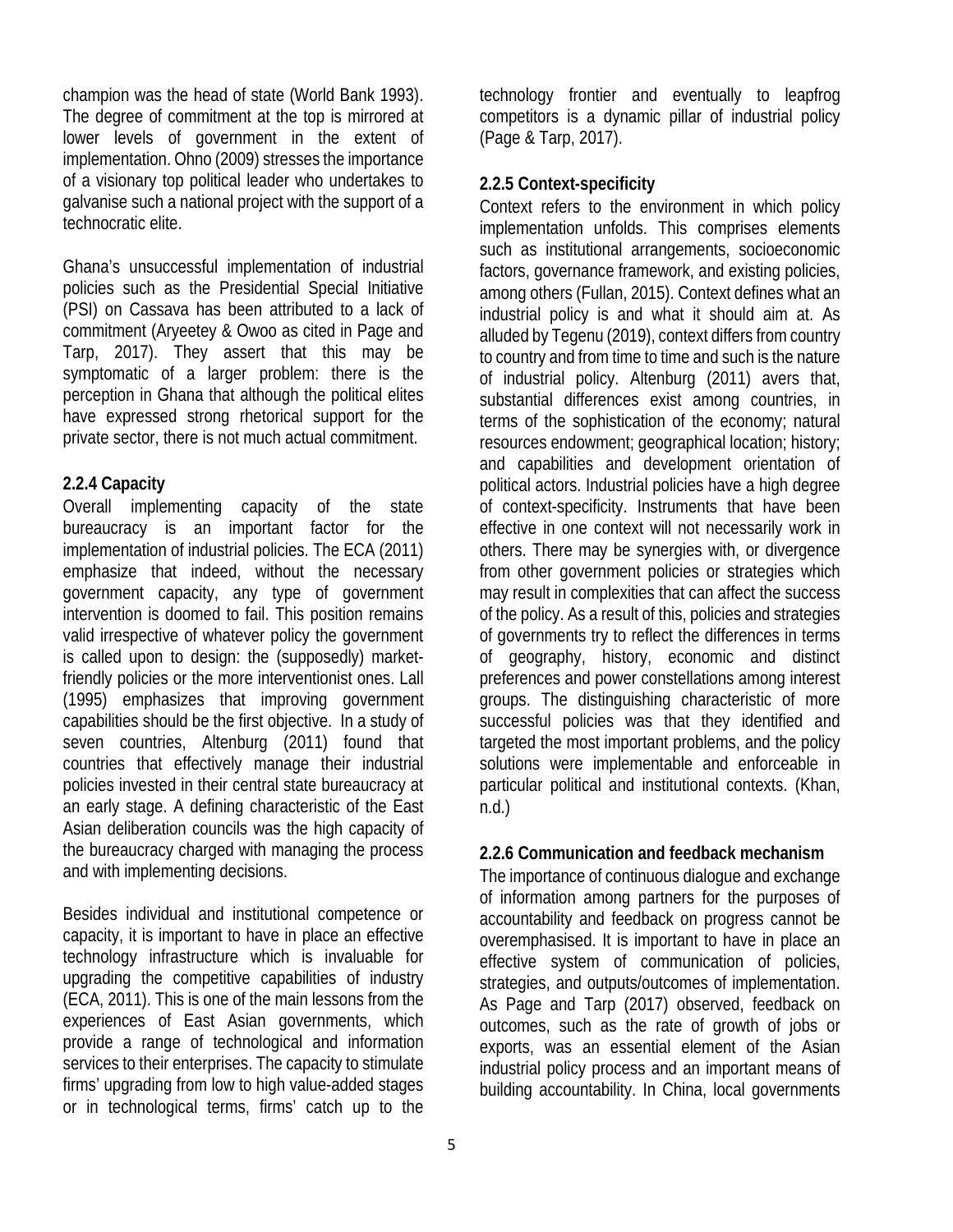champion was the head of state (World Bank 1993). The degree of commitment at the top is mirrored at lower levels of government in the extent of implementation. Ohno (2009) stresses the importance of a visionary top political leader who undertakes to galvanise such a national project with the support of a technocratic elite.

Ghana's unsuccessful implementation of industrial policies such as the Presidential Special Initiative (PSI) on Cassava has been attributed to a lack of commitment (Aryeetey & Owoo as cited in Page and Tarp, 2017). They assert that this may be symptomatic of a larger problem: there is the perception in Ghana that although the political elites have expressed strong rhetorical support for the private sector, there is not much actual commitment.

### 2.2.4 Capacity

Overall implementing capacity of the state bureaucracy is an important factor for the implementation of industrial policies. The ECA (2011) emphasize that indeed, without the necessary government capacity, any type of government intervention is doomed to fail. This position remains valid irrespective of whatever policy the government is called upon to design: the (supposedly) market-friendly policies or the more interventionist ones. Lall (1995) emphasizes that improving government capabilities should be the first objective. In a study of seven countries, Altenburg (2011) found that countries that effectively manage their industrial policies invested in their central state bureaucracy at an early stage. A defining characteristic of the East Asian deliberation councils was the high capacity of the bureaucracy charged with managing the process and with implementing decisions.

Besides individual and institutional competence or capacity, it is important to have in place an effective technology infrastructure which is invaluable for upgrading the competitive capabilities of industry (ECA, 2011). This is one of the main lessons from the experiences of East Asian governments, which provide a range of technological and information services to their enterprises. The capacity to stimulate firms' upgrading from low to high value-added stages or in technological terms, firms' catch up to the technology frontier and eventually to leapfrog competitors is a dynamic pillar of industrial policy (Page & Tarp, 2017).

### 2.2.5 Context-specificity

Context refers to the environment in which policy implementation unfolds. This comprises elements such as institutional arrangements, socioeconomic factors, governance framework, and existing policies, among others (Fullan, 2015). Context defines what an industrial policy is and what it should aim at. As alluded by Tegenu (2019), context differs from country to country and from time to time and such is the nature of industrial policy. Altenburg (2011) avers that, substantial differences exist among countries, in terms of the sophistication of the economy; natural resources endowment; geographical location; history; and capabilities and development orientation of political actors. Industrial policies have a high degree of context-specificity. Instruments that have been effective in one context will not necessarily work in others. There may be synergies with, or divergence from other government policies or strategies which may result in complexities that can affect the success of the policy. As a result of this, policies and strategies of governments try to reflect the differences in terms of geography, history, economic and distinct preferences and power constellations among interest groups. The distinguishing characteristic of more successful policies was that they identified and targeted the most important problems, and the policy solutions were implementable and enforceable in particular political and institutional contexts. (Khan, n.d.)

### 2.2.6 Communication and feedback mechanism

The importance of continuous dialogue and exchange of information among partners for the purposes of accountability and feedback on progress cannot be overemphasised. It is important to have in place an effective system of communication of policies, strategies, and outputs/outcomes of implementation. As Page and Tarp (2017) observed, feedback on outcomes, such as the rate of growth of jobs or exports, was an essential element of the Asian industrial policy process and an important means of building accountability. In China, local governments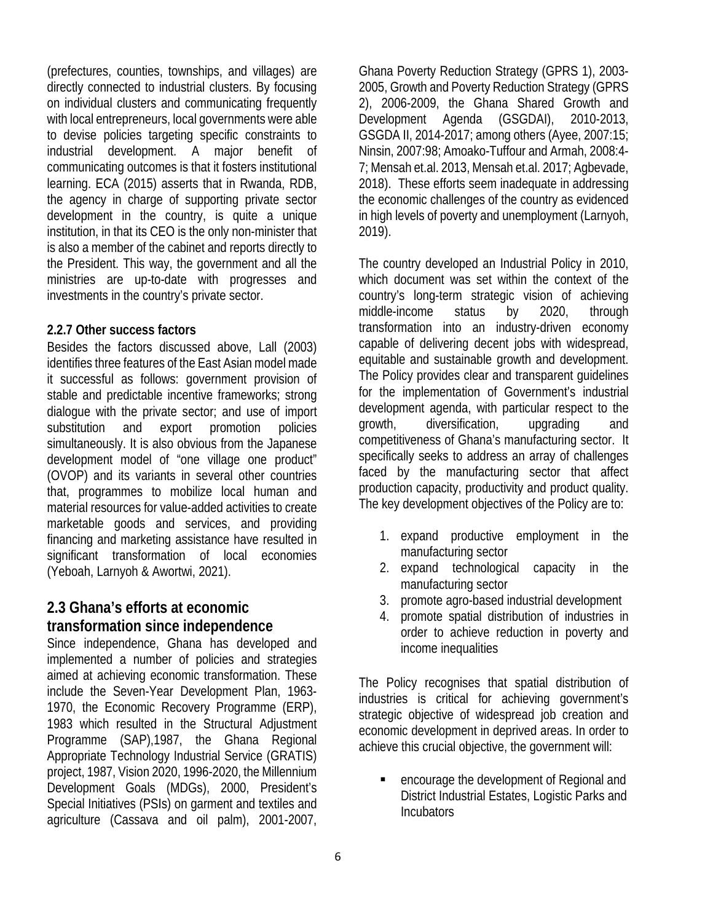(prefectures, counties, townships, and villages) are directly connected to industrial clusters. By focusing on individual clusters and communicating frequently with local entrepreneurs, local governments were able to devise policies targeting specific constraints to industrial development. A major benefit of communicating outcomes is that it fosters institutional learning. ECA (2015) asserts that in Rwanda, RDB, the agency in charge of supporting private sector development in the country, is quite a unique institution, in that its CEO is the only non-minister that is also a member of the cabinet and reports directly to the President. This way, the government and all the ministries are up-to-date with progresses and investments in the country's private sector.

### 2.2.7 Other success factors

Besides the factors discussed above, Lall (2003) identifies three features of the East Asian model made it successful as follows: government provision of stable and predictable incentive frameworks; strong dialogue with the private sector; and use of import substitution and export promotion policies simultaneously. It is also obvious from the Japanese development model of "one village one product" (OVOP) and its variants in several other countries that, programmes to mobilize local human and material resources for value-added activities to create marketable goods and services, and providing financing and marketing assistance have resulted in significant transformation of local economies (Yeboah, Larnyoh & Awortwi, 2021).

## 2.3 Ghana's efforts at economic transformation since independence

Since independence, Ghana has developed and implemented a number of policies and strategies aimed at achieving economic transformation. These include the Seven-Year Development Plan, 1963-1970, the Economic Recovery Programme (ERP), 1983 which resulted in the Structural Adjustment Programme (SAP),1987, the Ghana Regional Appropriate Technology Industrial Service (GRATIS) project, 1987, Vision 2020, 1996-2020, the Millennium Development Goals (MDGs), 2000, President's Special Initiatives (PSIs) on garment and textiles and agriculture (Cassava and oil palm), 2001-2007, Ghana Poverty Reduction Strategy (GPRS 1), 2003-2005, Growth and Poverty Reduction Strategy (GPRS 2), 2006-2009, the Ghana Shared Growth and Development Agenda (GSGDAI), 2010-2013, GSGDA II, 2014-2017; among others (Ayee, 2007:15; Ninsin, 2007:98; Amoako-Tuffour and Armah, 2008:4-7; Mensah et.al. 2013, Mensah et.al. 2017; Agbevade, 2018). These efforts seem inadequate in addressing the economic challenges of the country as evidenced in high levels of poverty and unemployment (Larnyoh, 2019).

The country developed an Industrial Policy in 2010, which document was set within the context of the country's long-term strategic vision of achieving middle-income status by 2020, through transformation into an industry-driven economy capable of delivering decent jobs with widespread, equitable and sustainable growth and development. The Policy provides clear and transparent guidelines for the implementation of Government's industrial development agenda, with particular respect to the growth, diversification, upgrading and competitiveness of Ghana's manufacturing sector. It specifically seeks to address an array of challenges faced by the manufacturing sector that affect production capacity, productivity and product quality. The key development objectives of the Policy are to:

1. expand productive employment in the manufacturing sector
2. expand technological capacity in the manufacturing sector
3. promote agro-based industrial development
4. promote spatial distribution of industries in order to achieve reduction in poverty and income inequalities

The Policy recognises that spatial distribution of industries is critical for achieving government's strategic objective of widespread job creation and economic development in deprived areas. In order to achieve this crucial objective, the government will:

- encourage the development of Regional and District Industrial Estates, Logistic Parks and Incubators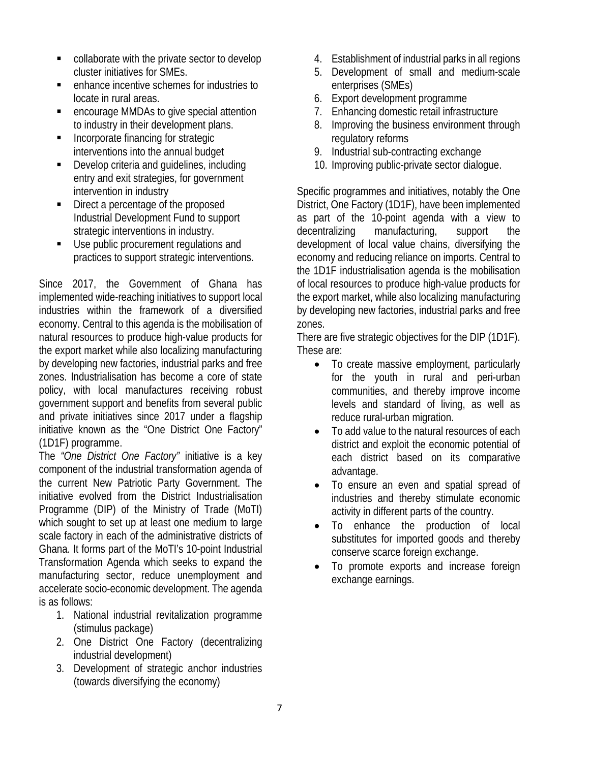- collaborate with the private sector to develop cluster initiatives for SMEs.
- enhance incentive schemes for industries to locate in rural areas.
- encourage MMDAs to give special attention to industry in their development plans.
- Incorporate financing for strategic interventions into the annual budget
- Develop criteria and guidelines, including entry and exit strategies, for government intervention in industry
- Direct a percentage of the proposed Industrial Development Fund to support strategic interventions in industry.
- Use public procurement regulations and practices to support strategic interventions.

Since 2017, the Government of Ghana has implemented wide-reaching initiatives to support local industries within the framework of a diversified economy. Central to this agenda is the mobilisation of natural resources to produce high-value products for the export market while also localizing manufacturing by developing new factories, industrial parks and free zones. Industrialisation has become a core of state policy, with local manufactures receiving robust government support and benefits from several public and private initiatives since 2017 under a flagship initiative known as the "One District One Factory" (1D1F) programme.

The *"One District One Factory"* initiative is a key component of the industrial transformation agenda of the current New Patriotic Party Government. The initiative evolved from the District Industrialisation Programme (DIP) of the Ministry of Trade (MoTI) which sought to set up at least one medium to large scale factory in each of the administrative districts of Ghana. It forms part of the MoTI's 10-point Industrial Transformation Agenda which seeks to expand the manufacturing sector, reduce unemployment and accelerate socio-economic development. The agenda is as follows:

1. National industrial revitalization programme (stimulus package)
2. One District One Factory (decentralizing industrial development)
3. Development of strategic anchor industries (towards diversifying the economy)
4. Establishment of industrial parks in all regions
5. Development of small and medium-scale enterprises (SMEs)
6. Export development programme
7. Enhancing domestic retail infrastructure
8. Improving the business environment through regulatory reforms
9. Industrial sub-contracting exchange
10. Improving public-private sector dialogue.

Specific programmes and initiatives, notably the One District, One Factory (1D1F), have been implemented as part of the 10-point agenda with a view to decentralizing manufacturing, support the development of local value chains, diversifying the economy and reducing reliance on imports. Central to the 1D1F industrialisation agenda is the mobilisation of local resources to produce high-value products for the export market, while also localizing manufacturing by developing new factories, industrial parks and free zones.

There are five strategic objectives for the DIP (1D1F). These are:

- To create massive employment, particularly for the youth in rural and peri-urban communities, and thereby improve income levels and standard of living, as well as reduce rural-urban migration.
- To add value to the natural resources of each district and exploit the economic potential of each district based on its comparative advantage.
- To ensure an even and spatial spread of industries and thereby stimulate economic activity in different parts of the country.
- To enhance the production of local substitutes for imported goods and thereby conserve scarce foreign exchange.
- To promote exports and increase foreign exchange earnings.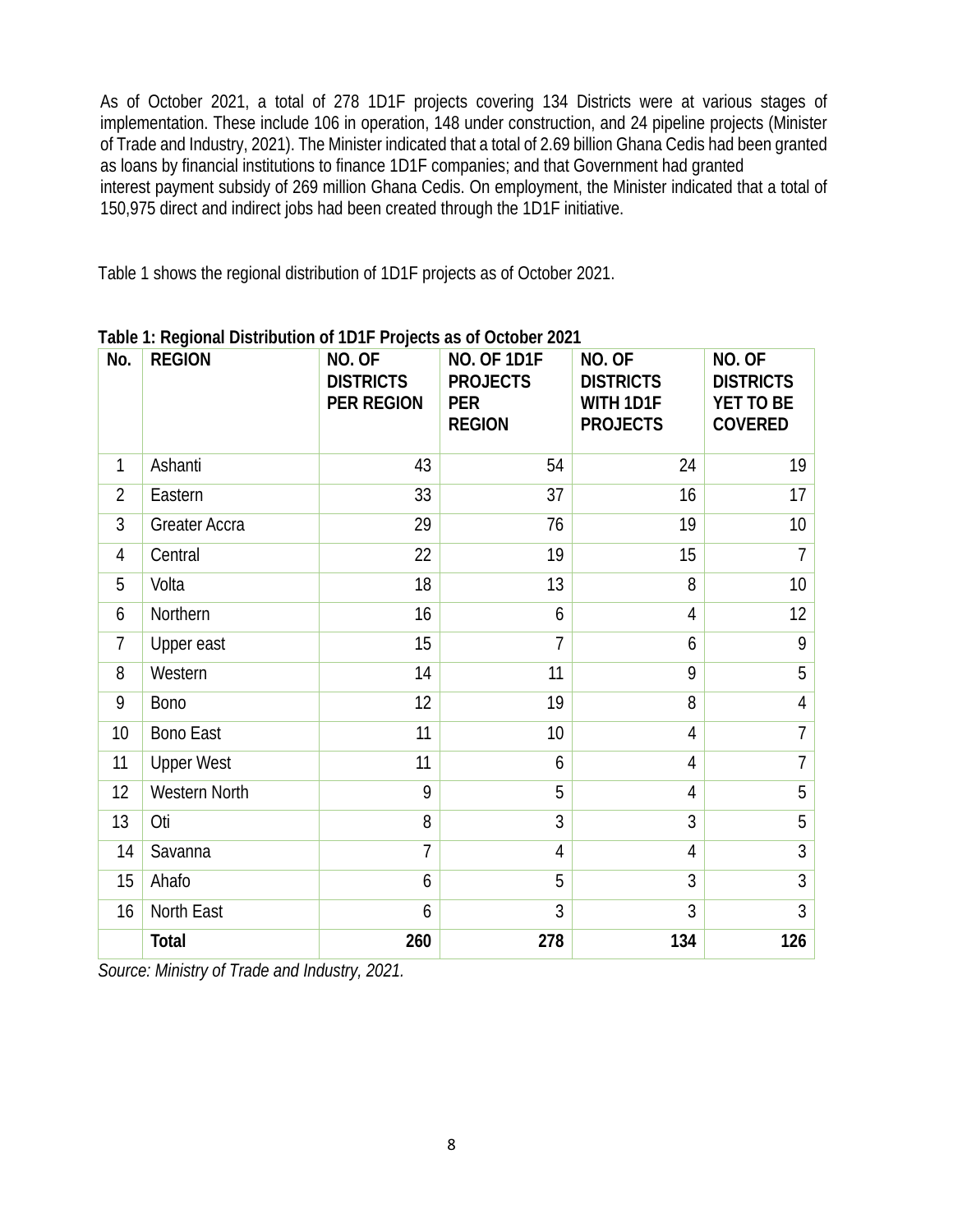As of October 2021, a total of 278 1D1F projects covering 134 Districts were at various stages of implementation. These include 106 in operation, 148 under construction, and 24 pipeline projects (Minister of Trade and Industry, 2021). The Minister indicated that a total of 2.69 billion Ghana Cedis had been granted as loans by financial institutions to finance 1D1F companies; and that Government had granted interest payment subsidy of 269 million Ghana Cedis. On employment, the Minister indicated that a total of 150,975 direct and indirect jobs had been created through the 1D1F initiative.

Table 1 shows the regional distribution of 1D1F projects as of October 2021.

**Table 1: Regional Distribution of 1D1F Projects as of October 2021**

| No. | REGION | NO. OF DISTRICTS PER REGION | NO. OF 1D1F PROJECTS PER REGION | NO. OF DISTRICTS WITH 1D1F PROJECTS | NO. OF DISTRICTS YET TO BE COVERED |
|---|---|---|---|---|---|
| 1 | Ashanti | 43 | 54 | 24 | 19 |
| 2 | Eastern | 33 | 37 | 16 | 17 |
| 3 | Greater Accra | 29 | 76 | 19 | 10 |
| 4 | Central | 22 | 19 | 15 | 7 |
| 5 | Volta | 18 | 13 | 8 | 10 |
| 6 | Northern | 16 | 6 | 4 | 12 |
| 7 | Upper east | 15 | 7 | 6 | 9 |
| 8 | Western | 14 | 11 | 9 | 5 |
| 9 | Bono | 12 | 19 | 8 | 4 |
| 10 | Bono East | 11 | 10 | 4 | 7 |
| 11 | Upper West | 11 | 6 | 4 | 7 |
| 12 | Western North | 9 | 5 | 4 | 5 |
| 13 | Oti | 8 | 3 | 3 | 5 |
| 14 | Savanna | 7 | 4 | 4 | 3 |
| 15 | Ahafo | 6 | 5 | 3 | 3 |
| 16 | North East | 6 | 3 | 3 | 3 |
| | **Total** | **260** | **278** | **134** | **126** |

*Source: Ministry of Trade and Industry, 2021.*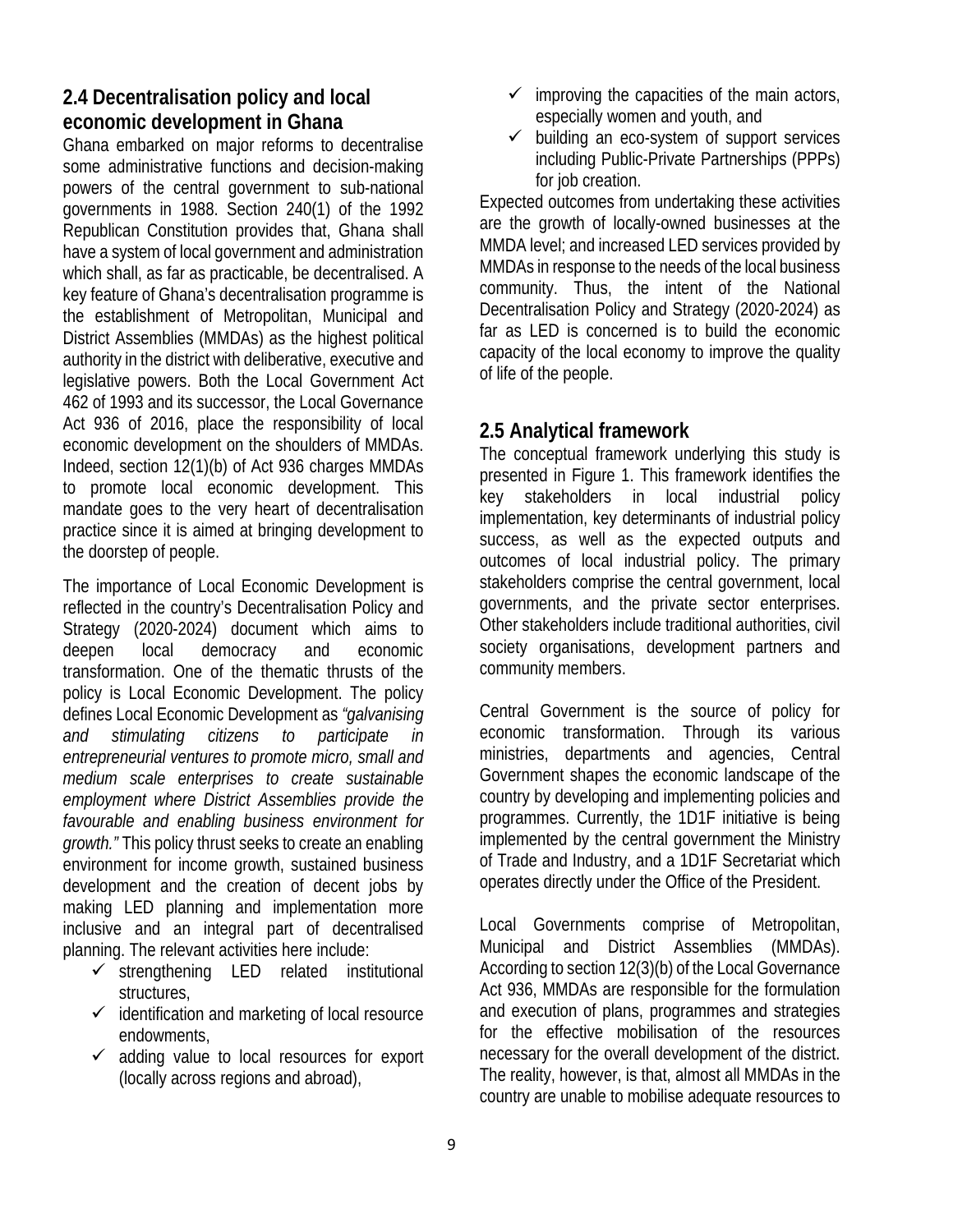## 2.4 Decentralisation policy and local economic development in Ghana

Ghana embarked on major reforms to decentralise some administrative functions and decision-making powers of the central government to sub-national governments in 1988. Section 240(1) of the 1992 Republican Constitution provides that, Ghana shall have a system of local government and administration which shall, as far as practicable, be decentralised. A key feature of Ghana's decentralisation programme is the establishment of Metropolitan, Municipal and District Assemblies (MMDAs) as the highest political authority in the district with deliberative, executive and legislative powers. Both the Local Government Act 462 of 1993 and its successor, the Local Governance Act 936 of 2016, place the responsibility of local economic development on the shoulders of MMDAs. Indeed, section 12(1)(b) of Act 936 charges MMDAs to promote local economic development. This mandate goes to the very heart of decentralisation practice since it is aimed at bringing development to the doorstep of people.

The importance of Local Economic Development is reflected in the country's Decentralisation Policy and Strategy (2020-2024) document which aims to deepen local democracy and economic transformation. One of the thematic thrusts of the policy is Local Economic Development. The policy defines Local Economic Development as *"galvanising and stimulating citizens to participate in entrepreneurial ventures to promote micro, small and medium scale enterprises to create sustainable employment where District Assemblies provide the favourable and enabling business environment for growth."* This policy thrust seeks to create an enabling environment for income growth, sustained business development and the creation of decent jobs by making LED planning and implementation more inclusive and an integral part of decentralised planning. The relevant activities here include:

- ✓ strengthening LED related institutional structures,
- ✓ identification and marketing of local resource endowments,
- ✓ adding value to local resources for export (locally across regions and abroad),
- ✓ improving the capacities of the main actors, especially women and youth, and
- ✓ building an eco-system of support services including Public-Private Partnerships (PPPs) for job creation.

Expected outcomes from undertaking these activities are the growth of locally-owned businesses at the MMDA level; and increased LED services provided by MMDAs in response to the needs of the local business community. Thus, the intent of the National Decentralisation Policy and Strategy (2020-2024) as far as LED is concerned is to build the economic capacity of the local economy to improve the quality of life of the people.

## 2.5 Analytical framework

The conceptual framework underlying this study is presented in Figure 1. This framework identifies the key stakeholders in local industrial policy implementation, key determinants of industrial policy success, as well as the expected outputs and outcomes of local industrial policy. The primary stakeholders comprise the central government, local governments, and the private sector enterprises. Other stakeholders include traditional authorities, civil society organisations, development partners and community members.

Central Government is the source of policy for economic transformation. Through its various ministries, departments and agencies, Central Government shapes the economic landscape of the country by developing and implementing policies and programmes. Currently, the 1D1F initiative is being implemented by the central government the Ministry of Trade and Industry, and a 1D1F Secretariat which operates directly under the Office of the President.

Local Governments comprise of Metropolitan, Municipal and District Assemblies (MMDAs). According to section 12(3)(b) of the Local Governance Act 936, MMDAs are responsible for the formulation and execution of plans, programmes and strategies for the effective mobilisation of the resources necessary for the overall development of the district. The reality, however, is that, almost all MMDAs in the country are unable to mobilise adequate resources to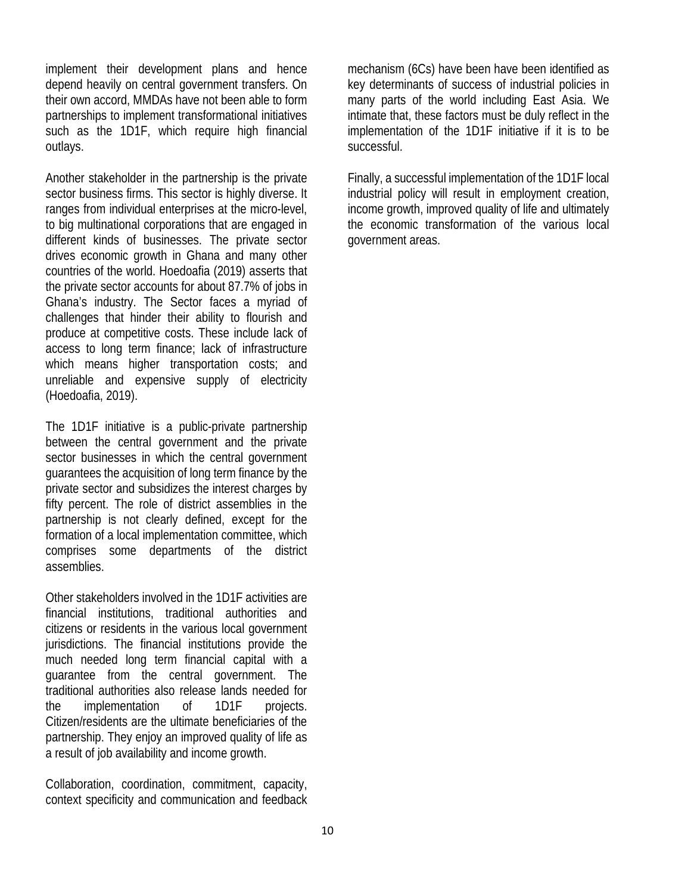implement their development plans and hence depend heavily on central government transfers. On their own accord, MMDAs have not been able to form partnerships to implement transformational initiatives such as the 1D1F, which require high financial outlays.

Another stakeholder in the partnership is the private sector business firms. This sector is highly diverse. It ranges from individual enterprises at the micro-level, to big multinational corporations that are engaged in different kinds of businesses. The private sector drives economic growth in Ghana and many other countries of the world. Hoedoafia (2019) asserts that the private sector accounts for about 87.7% of jobs in Ghana's industry. The Sector faces a myriad of challenges that hinder their ability to flourish and produce at competitive costs. These include lack of access to long term finance; lack of infrastructure which means higher transportation costs; and unreliable and expensive supply of electricity (Hoedoafia, 2019).

The 1D1F initiative is a public-private partnership between the central government and the private sector businesses in which the central government guarantees the acquisition of long term finance by the private sector and subsidizes the interest charges by fifty percent. The role of district assemblies in the partnership is not clearly defined, except for the formation of a local implementation committee, which comprises some departments of the district assemblies.

Other stakeholders involved in the 1D1F activities are financial institutions, traditional authorities and citizens or residents in the various local government jurisdictions. The financial institutions provide the much needed long term financial capital with a guarantee from the central government. The traditional authorities also release lands needed for the implementation of 1D1F projects. Citizen/residents are the ultimate beneficiaries of the partnership. They enjoy an improved quality of life as a result of job availability and income growth.

Collaboration, coordination, commitment, capacity, context specificity and communication and feedback mechanism (6Cs) have been have been identified as key determinants of success of industrial policies in many parts of the world including East Asia. We intimate that, these factors must be duly reflect in the implementation of the 1D1F initiative if it is to be successful.

Finally, a successful implementation of the 1D1F local industrial policy will result in employment creation, income growth, improved quality of life and ultimately the economic transformation of the various local government areas.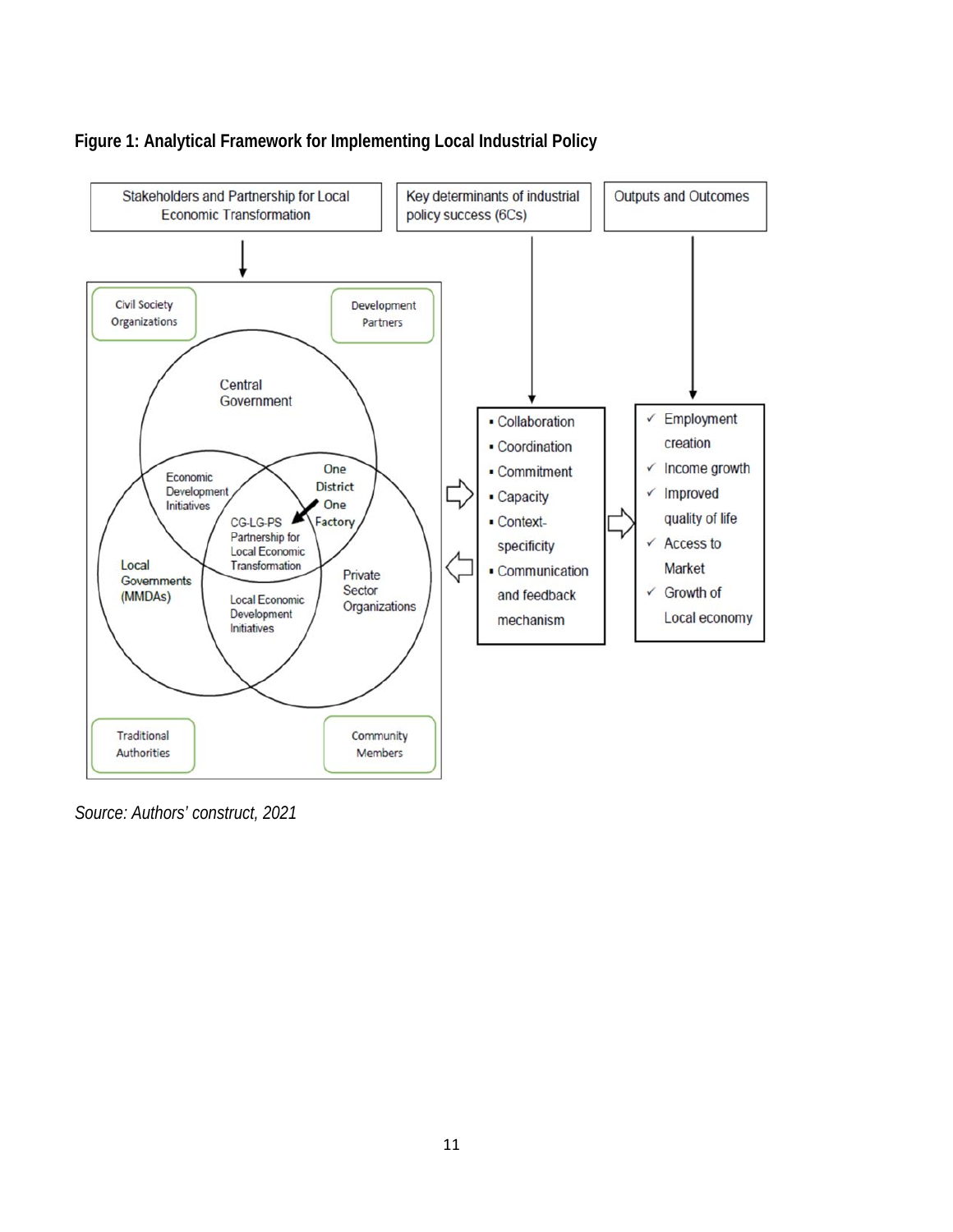**Figure 1: Analytical Framework for Implementing Local Industrial Policy**

Stakeholders and Partnership for Local Economic Transformation

- Civil Society Organizations
- Development Partners
- Central Government
- Economic Development Initiatives
- One District One Factory
- CG-LG-PS Partnership for Local Economic Transformation
- Local Governments (MMDAs)
- Local Economic Development Initiatives
- Private Sector Organizations
- Traditional Authorities
- Community Members

Key determinants of industrial policy success (6Cs)

- Collaboration
- Coordination
- Commitment
- Capacity
- Context-specificity
- Communication and feedback mechanism

Outputs and Outcomes

- ✓ Employment creation
- ✓ Income growth
- ✓ Improved quality of life
- ✓ Access to Market
- ✓ Growth of Local economy

*Source: Authors' construct, 2021*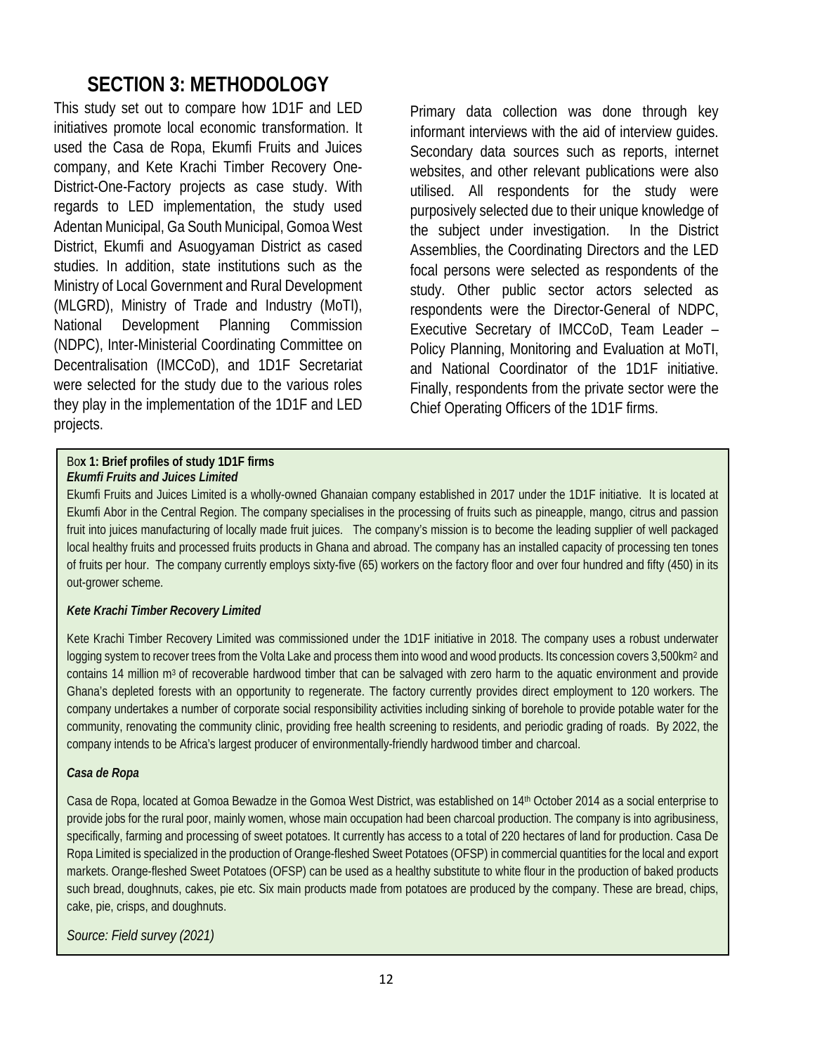# SECTION 3: METHODOLOGY

This study set out to compare how 1D1F and LED initiatives promote local economic transformation. It used the Casa de Ropa, Ekumfi Fruits and Juices company, and Kete Krachi Timber Recovery One-District-One-Factory projects as case study. With regards to LED implementation, the study used Adentan Municipal, Ga South Municipal, Gomoa West District, Ekumfi and Asuogyaman District as cased studies. In addition, state institutions such as the Ministry of Local Government and Rural Development (MLGRD), Ministry of Trade and Industry (MoTI), National Development Planning Commission (NDPC), Inter-Ministerial Coordinating Committee on Decentralisation (IMCCoD), and 1D1F Secretariat were selected for the study due to the various roles they play in the implementation of the 1D1F and LED projects.

Primary data collection was done through key informant interviews with the aid of interview guides. Secondary data sources such as reports, internet websites, and other relevant publications were also utilised. All respondents for the study were purposively selected due to their unique knowledge of the subject under investigation. In the District Assemblies, the Coordinating Directors and the LED focal persons were selected as respondents of the study. Other public sector actors selected as respondents were the Director-General of NDPC, Executive Secretary of IMCCoD, Team Leader – Policy Planning, Monitoring and Evaluation at MoTI, and National Coordinator of the 1D1F initiative. Finally, respondents from the private sector were the Chief Operating Officers of the 1D1F firms.

**Box 1: Brief profiles of study 1D1F firms**

***Ekumfi Fruits and Juices Limited***

Ekumfi Fruits and Juices Limited is a wholly-owned Ghanaian company established in 2017 under the 1D1F initiative. It is located at Ekumfi Abor in the Central Region. The company specialises in the processing of fruits such as pineapple, mango, citrus and passion fruit into juices manufacturing of locally made fruit juices. The company's mission is to become the leading supplier of well packaged local healthy fruits and processed fruits products in Ghana and abroad. The company has an installed capacity of processing ten tones of fruits per hour. The company currently employs sixty-five (65) workers on the factory floor and over four hundred and fifty (450) in its out-grower scheme.

***Kete Krachi Timber Recovery Limited***

Kete Krachi Timber Recovery Limited was commissioned under the 1D1F initiative in 2018. The company uses a robust underwater logging system to recover trees from the Volta Lake and process them into wood and wood products. Its concession covers 3,500km$^2$ and contains 14 million m$^3$ of recoverable hardwood timber that can be salvaged with zero harm to the aquatic environment and provide Ghana's depleted forests with an opportunity to regenerate. The factory currently provides direct employment to 120 workers. The company undertakes a number of corporate social responsibility activities including sinking of borehole to provide potable water for the community, renovating the community clinic, providing free health screening to residents, and periodic grading of roads. By 2022, the company intends to be Africa's largest producer of environmentally-friendly hardwood timber and charcoal.

***Casa de Ropa***

Casa de Ropa, located at Gomoa Bewadze in the Gomoa West District, was established on 14th October 2014 as a social enterprise to provide jobs for the rural poor, mainly women, whose main occupation had been charcoal production. The company is into agribusiness, specifically, farming and processing of sweet potatoes. It currently has access to a total of 220 hectares of land for production. Casa De Ropa Limited is specialized in the production of Orange-fleshed Sweet Potatoes (OFSP) in commercial quantities for the local and export markets. Orange-fleshed Sweet Potatoes (OFSP) can be used as a healthy substitute to white flour in the production of baked products such bread, doughnuts, cakes, pie etc. Six main products made from potatoes are produced by the company. These are bread, chips, cake, pie, crisps, and doughnuts.

*Source: Field survey (2021)*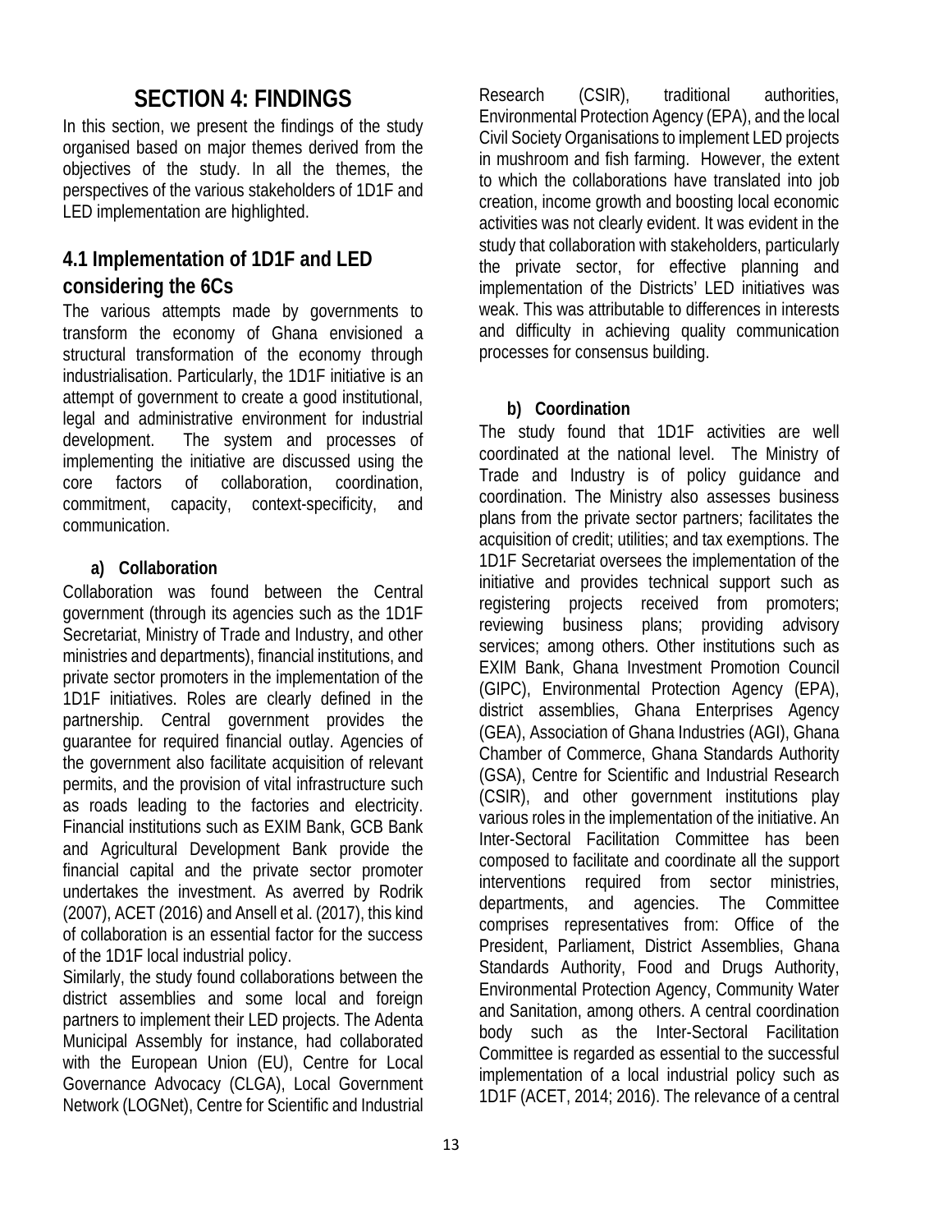# SECTION 4: FINDINGS

In this section, we present the findings of the study organised based on major themes derived from the objectives of the study. In all the themes, the perspectives of the various stakeholders of 1D1F and LED implementation are highlighted.

## 4.1 Implementation of 1D1F and LED considering the 6Cs

The various attempts made by governments to transform the economy of Ghana envisioned a structural transformation of the economy through industrialisation. Particularly, the 1D1F initiative is an attempt of government to create a good institutional, legal and administrative environment for industrial development. The system and processes of implementing the initiative are discussed using the core factors of collaboration, coordination, commitment, capacity, context-specificity, and communication.

### a) Collaboration

Collaboration was found between the Central government (through its agencies such as the 1D1F Secretariat, Ministry of Trade and Industry, and other ministries and departments), financial institutions, and private sector promoters in the implementation of the 1D1F initiatives. Roles are clearly defined in the partnership. Central government provides the guarantee for required financial outlay. Agencies of the government also facilitate acquisition of relevant permits, and the provision of vital infrastructure such as roads leading to the factories and electricity. Financial institutions such as EXIM Bank, GCB Bank and Agricultural Development Bank provide the financial capital and the private sector promoter undertakes the investment. As averred by Rodrik (2007), ACET (2016) and Ansell et al. (2017), this kind of collaboration is an essential factor for the success of the 1D1F local industrial policy.

Similarly, the study found collaborations between the district assemblies and some local and foreign partners to implement their LED projects. The Adenta Municipal Assembly for instance, had collaborated with the European Union (EU), Centre for Local Governance Advocacy (CLGA), Local Government Network (LOGNet), Centre for Scientific and Industrial Research (CSIR), traditional authorities, Environmental Protection Agency (EPA), and the local Civil Society Organisations to implement LED projects in mushroom and fish farming. However, the extent to which the collaborations have translated into job creation, income growth and boosting local economic activities was not clearly evident. It was evident in the study that collaboration with stakeholders, particularly the private sector, for effective planning and implementation of the Districts' LED initiatives was weak. This was attributable to differences in interests and difficulty in achieving quality communication processes for consensus building.

### b) Coordination

The study found that 1D1F activities are well coordinated at the national level. The Ministry of Trade and Industry is of policy guidance and coordination. The Ministry also assesses business plans from the private sector partners; facilitates the acquisition of credit; utilities; and tax exemptions. The 1D1F Secretariat oversees the implementation of the initiative and provides technical support such as registering projects received from promoters; reviewing business plans; providing advisory services; among others. Other institutions such as EXIM Bank, Ghana Investment Promotion Council (GIPC), Environmental Protection Agency (EPA), district assemblies, Ghana Enterprises Agency (GEA), Association of Ghana Industries (AGI), Ghana Chamber of Commerce, Ghana Standards Authority (GSA), Centre for Scientific and Industrial Research (CSIR), and other government institutions play various roles in the implementation of the initiative. An Inter-Sectoral Facilitation Committee has been composed to facilitate and coordinate all the support interventions required from sector ministries, departments, and agencies. The Committee comprises representatives from: Office of the President, Parliament, District Assemblies, Ghana Standards Authority, Food and Drugs Authority, Environmental Protection Agency, Community Water and Sanitation, among others. A central coordination body such as the Inter-Sectoral Facilitation Committee is regarded as essential to the successful implementation of a local industrial policy such as 1D1F (ACET, 2014; 2016). The relevance of a central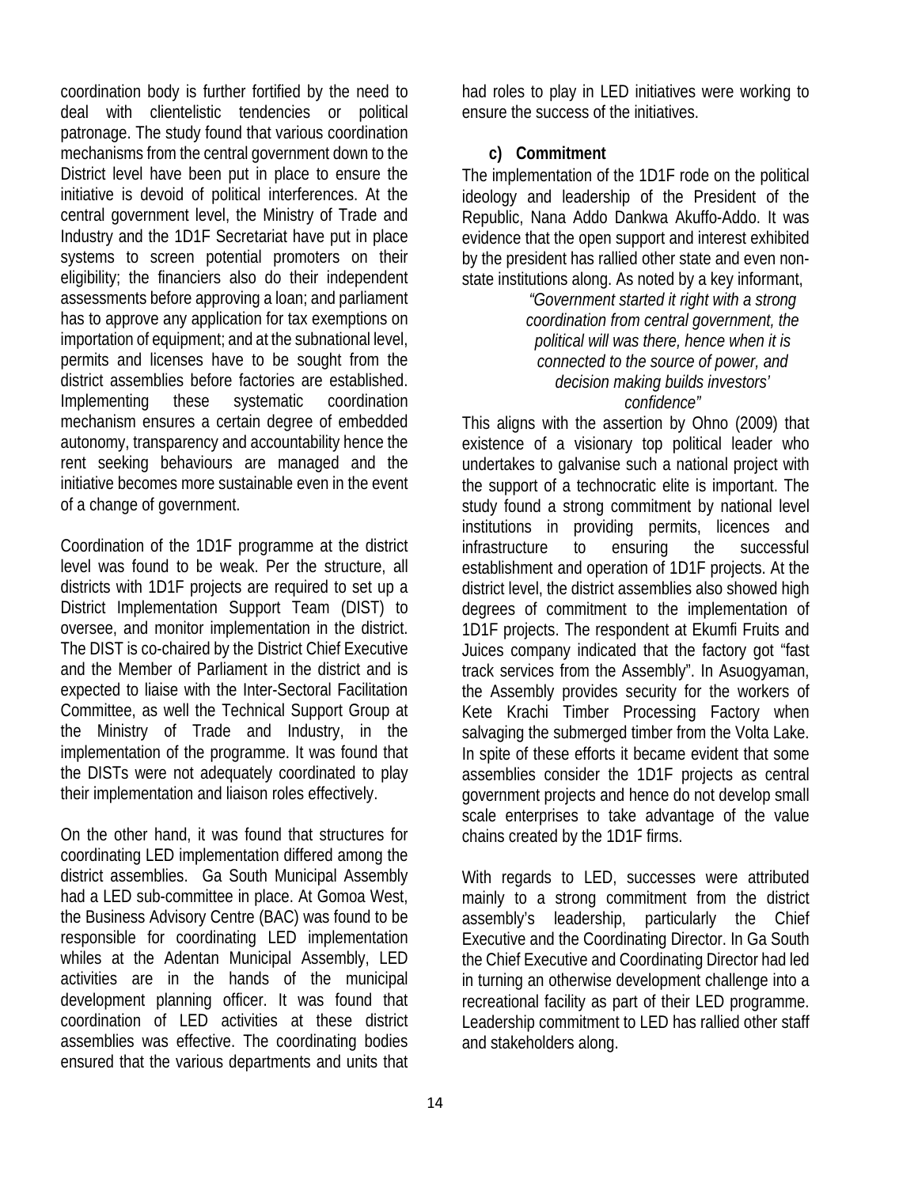coordination body is further fortified by the need to deal with clientelistic tendencies or political patronage. The study found that various coordination mechanisms from the central government down to the District level have been put in place to ensure the initiative is devoid of political interferences. At the central government level, the Ministry of Trade and Industry and the 1D1F Secretariat have put in place systems to screen potential promoters on their eligibility; the financiers also do their independent assessments before approving a loan; and parliament has to approve any application for tax exemptions on importation of equipment; and at the subnational level, permits and licenses have to be sought from the district assemblies before factories are established. Implementing these systematic coordination mechanism ensures a certain degree of embedded autonomy, transparency and accountability hence the rent seeking behaviours are managed and the initiative becomes more sustainable even in the event of a change of government.

Coordination of the 1D1F programme at the district level was found to be weak. Per the structure, all districts with 1D1F projects are required to set up a District Implementation Support Team (DIST) to oversee, and monitor implementation in the district. The DIST is co-chaired by the District Chief Executive and the Member of Parliament in the district and is expected to liaise with the Inter-Sectoral Facilitation Committee, as well the Technical Support Group at the Ministry of Trade and Industry, in the implementation of the programme. It was found that the DISTs were not adequately coordinated to play their implementation and liaison roles effectively.

On the other hand, it was found that structures for coordinating LED implementation differed among the district assemblies. Ga South Municipal Assembly had a LED sub-committee in place. At Gomoa West, the Business Advisory Centre (BAC) was found to be responsible for coordinating LED implementation whiles at the Adentan Municipal Assembly, LED activities are in the hands of the municipal development planning officer. It was found that coordination of LED activities at these district assemblies was effective. The coordinating bodies ensured that the various departments and units that had roles to play in LED initiatives were working to ensure the success of the initiatives.

#### c) Commitment

The implementation of the 1D1F rode on the political ideology and leadership of the President of the Republic, Nana Addo Dankwa Akuffo-Addo. It was evidence that the open support and interest exhibited by the president has rallied other state and even non-state institutions along. As noted by a key informant,

> *"Government started it right with a strong coordination from central government, the political will was there, hence when it is connected to the source of power, and decision making builds investors' confidence"*

This aligns with the assertion by Ohno (2009) that existence of a visionary top political leader who undertakes to galvanise such a national project with the support of a technocratic elite is important. The study found a strong commitment by national level institutions in providing permits, licences and infrastructure to ensuring the successful establishment and operation of 1D1F projects. At the district level, the district assemblies also showed high degrees of commitment to the implementation of 1D1F projects. The respondent at Ekumfi Fruits and Juices company indicated that the factory got "fast track services from the Assembly". In Asuogyaman, the Assembly provides security for the workers of Kete Krachi Timber Processing Factory when salvaging the submerged timber from the Volta Lake. In spite of these efforts it became evident that some assemblies consider the 1D1F projects as central government projects and hence do not develop small scale enterprises to take advantage of the value chains created by the 1D1F firms.

With regards to LED, successes were attributed mainly to a strong commitment from the district assembly's leadership, particularly the Chief Executive and the Coordinating Director. In Ga South the Chief Executive and Coordinating Director had led in turning an otherwise development challenge into a recreational facility as part of their LED programme. Leadership commitment to LED has rallied other staff and stakeholders along.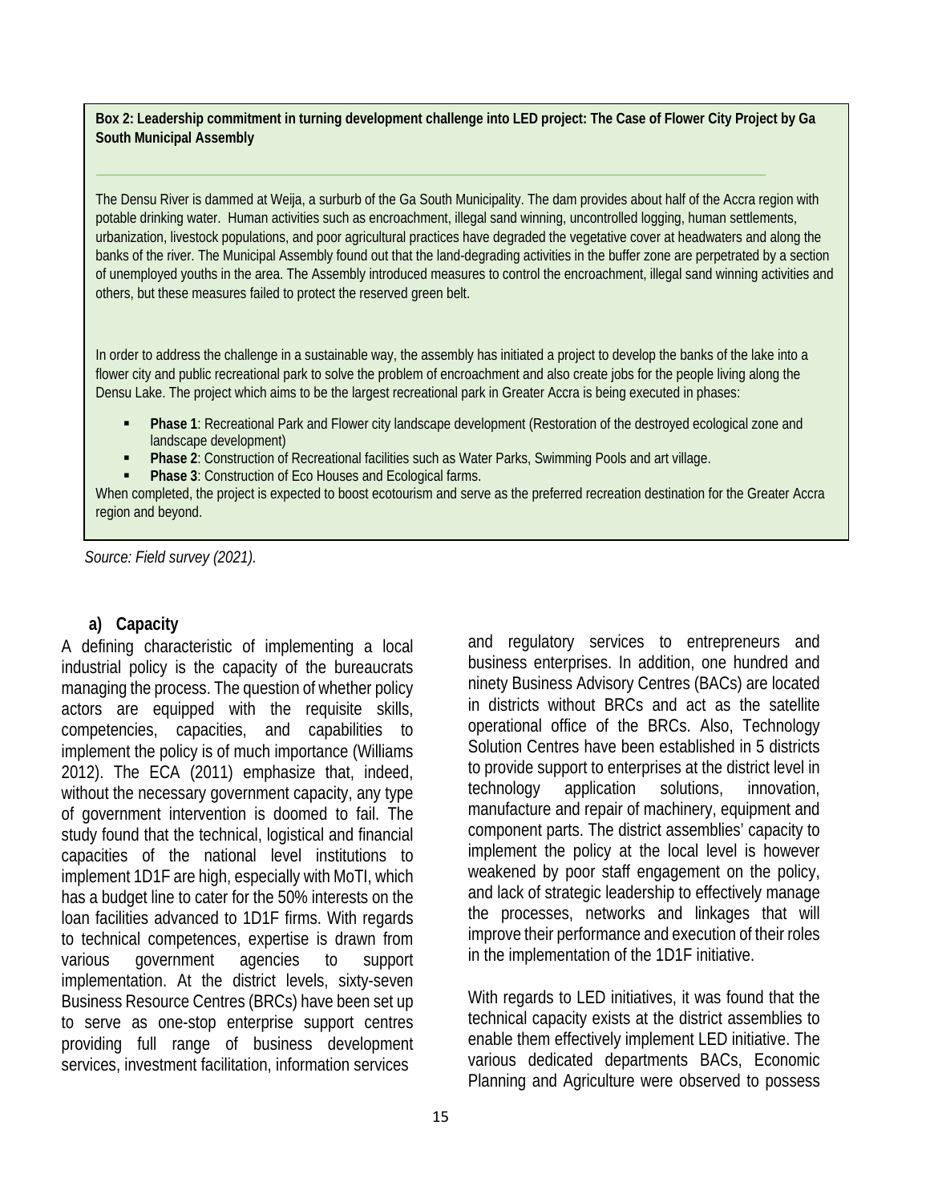**Box 2: Leadership commitment in turning development challenge into LED project: The Case of Flower City Project by Ga South Municipal Assembly**

The Densu River is dammed at Weija, a surburb of the Ga South Municipality. The dam provides about half of the Accra region with potable drinking water. Human activities such as encroachment, illegal sand winning, uncontrolled logging, human settlements, urbanization, livestock populations, and poor agricultural practices have degraded the vegetative cover at headwaters and along the banks of the river. The Municipal Assembly found out that the land-degrading activities in the buffer zone are perpetrated by a section of unemployed youths in the area. The Assembly introduced measures to control the encroachment, illegal sand winning activities and others, but these measures failed to protect the reserved green belt.

In order to address the challenge in a sustainable way, the assembly has initiated a project to develop the banks of the lake into a flower city and public recreational park to solve the problem of encroachment and also create jobs for the people living along the Densu Lake. The project which aims to be the largest recreational park in Greater Accra is being executed in phases:

- **Phase 1**: Recreational Park and Flower city landscape development (Restoration of the destroyed ecological zone and landscape development)
- **Phase 2**: Construction of Recreational facilities such as Water Parks, Swimming Pools and art village.
- **Phase 3**: Construction of Eco Houses and Ecological farms.

When completed, the project is expected to boost ecotourism and serve as the preferred recreation destination for the Greater Accra region and beyond.

*Source: Field survey (2021).*

### a) Capacity

A defining characteristic of implementing a local industrial policy is the capacity of the bureaucrats managing the process. The question of whether policy actors are equipped with the requisite skills, competencies, capacities, and capabilities to implement the policy is of much importance (Williams 2012). The ECA (2011) emphasize that, indeed, without the necessary government capacity, any type of government intervention is doomed to fail. The study found that the technical, logistical and financial capacities of the national level institutions to implement 1D1F are high, especially with MoTI, which has a budget line to cater for the 50% interests on the loan facilities advanced to 1D1F firms. With regards to technical competences, expertise is drawn from various government agencies to support implementation. At the district levels, sixty-seven Business Resource Centres (BRCs) have been set up to serve as one-stop enterprise support centres providing full range of business development services, investment facilitation, information services and regulatory services to entrepreneurs and business enterprises. In addition, one hundred and ninety Business Advisory Centres (BACs) are located in districts without BRCs and act as the satellite operational office of the BRCs. Also, Technology Solution Centres have been established in 5 districts to provide support to enterprises at the district level in technology application solutions, innovation, manufacture and repair of machinery, equipment and component parts. The district assemblies' capacity to implement the policy at the local level is however weakened by poor staff engagement on the policy, and lack of strategic leadership to effectively manage the processes, networks and linkages that will improve their performance and execution of their roles in the implementation of the 1D1F initiative.

With regards to LED initiatives, it was found that the technical capacity exists at the district assemblies to enable them effectively implement LED initiative. The various dedicated departments BACs, Economic Planning and Agriculture were observed to possess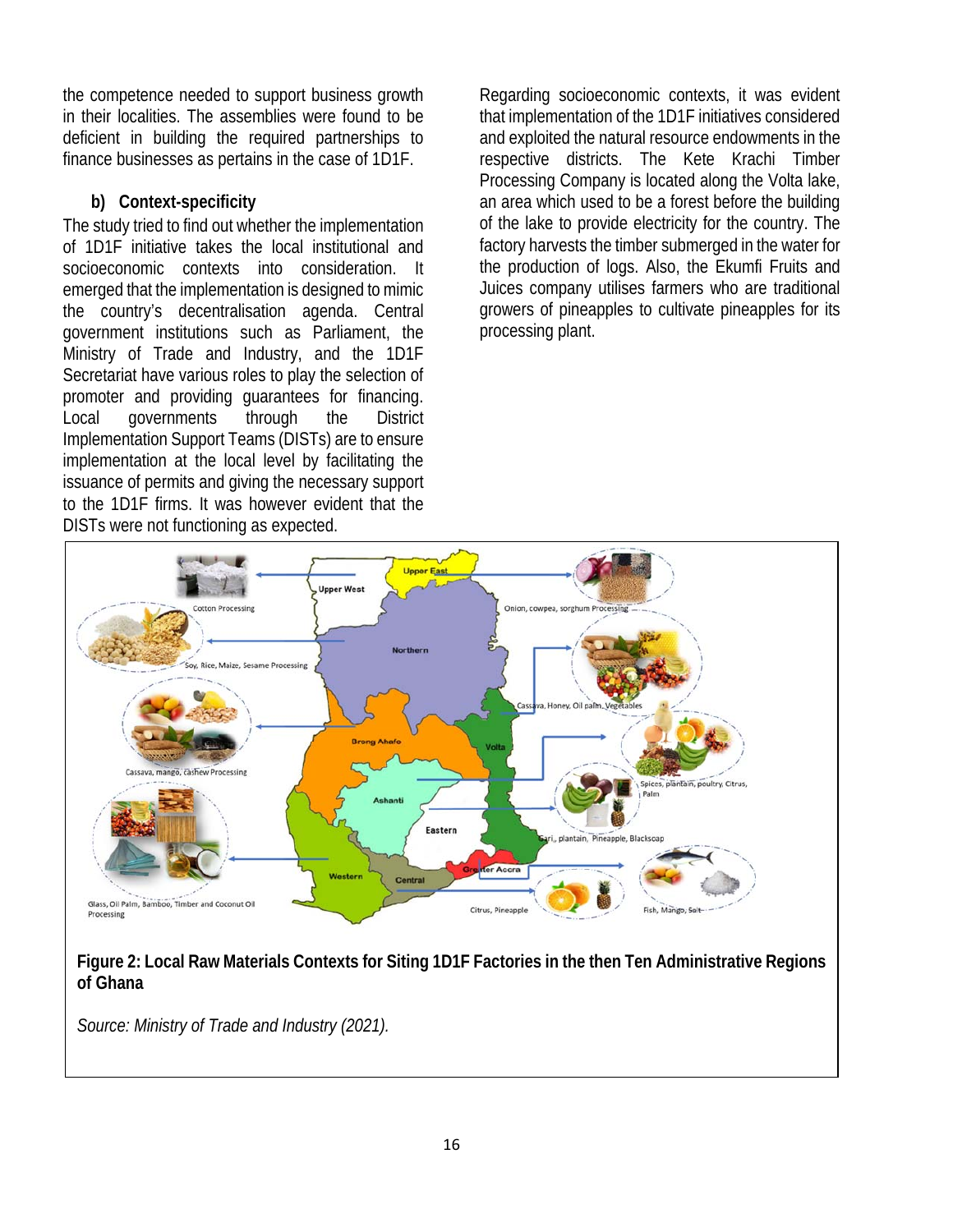the competence needed to support business growth in their localities. The assemblies were found to be deficient in building the required partnerships to finance businesses as pertains in the case of 1D1F.

### b) Context-specificity

The study tried to find out whether the implementation of 1D1F initiative takes the local institutional and socioeconomic contexts into consideration. It emerged that the implementation is designed to mimic the country's decentralisation agenda. Central government institutions such as Parliament, the Ministry of Trade and Industry, and the 1D1F Secretariat have various roles to play the selection of promoter and providing guarantees for financing. Local governments through the District Implementation Support Teams (DISTs) are to ensure implementation at the local level by facilitating the issuance of permits and giving the necessary support to the 1D1F firms. It was however evident that the DISTs were not functioning as expected.

Regarding socioeconomic contexts, it was evident that implementation of the 1D1F initiatives considered and exploited the natural resource endowments in the respective districts. The Kete Krachi Timber Processing Company is located along the Volta lake, an area which used to be a forest before the building of the lake to provide electricity for the country. The factory harvests the timber submerged in the water for the production of logs. Also, the Ekumfi Fruits and Juices company utilises farmers who are traditional growers of pineapples to cultivate pineapples for its processing plant.

**Figure 2: Local Raw Materials Contexts for Siting 1D1F Factories in the then Ten Administrative Regions of Ghana**

*Source: Ministry of Trade and Industry (2021).*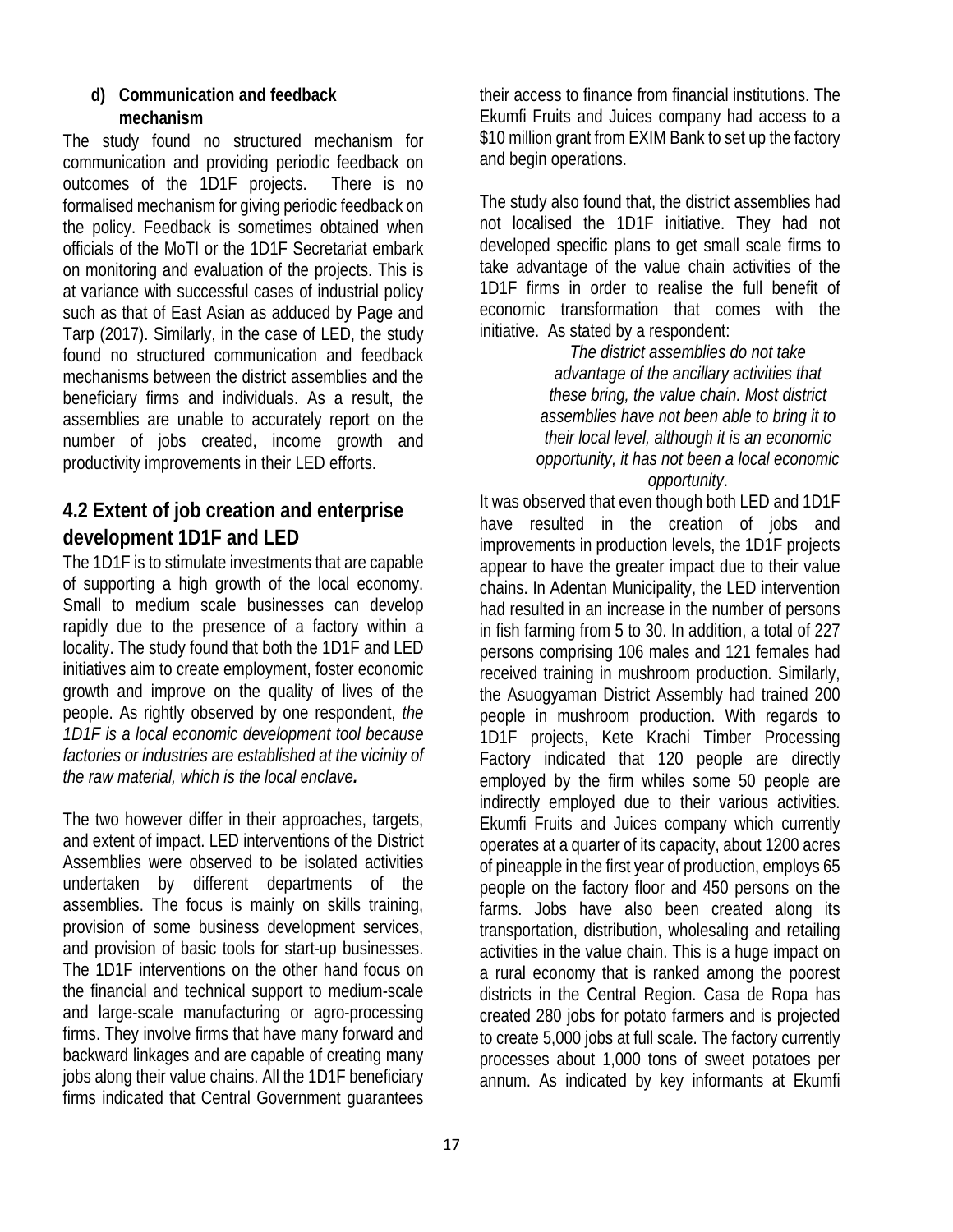#### d) Communication and feedback mechanism

The study found no structured mechanism for communication and providing periodic feedback on outcomes of the 1D1F projects. There is no formalised mechanism for giving periodic feedback on the policy. Feedback is sometimes obtained when officials of the MoTI or the 1D1F Secretariat embark on monitoring and evaluation of the projects. This is at variance with successful cases of industrial policy such as that of East Asian as adduced by Page and Tarp (2017). Similarly, in the case of LED, the study found no structured communication and feedback mechanisms between the district assemblies and the beneficiary firms and individuals. As a result, the assemblies are unable to accurately report on the number of jobs created, income growth and productivity improvements in their LED efforts.

## 4.2 Extent of job creation and enterprise development 1D1F and LED

The 1D1F is to stimulate investments that are capable of supporting a high growth of the local economy. Small to medium scale businesses can develop rapidly due to the presence of a factory within a locality. The study found that both the 1D1F and LED initiatives aim to create employment, foster economic growth and improve on the quality of lives of the people. As rightly observed by one respondent, *the 1D1F is a local economic development tool because factories or industries are established at the vicinity of the raw material, which is the local enclave.*

The two however differ in their approaches, targets, and extent of impact. LED interventions of the District Assemblies were observed to be isolated activities undertaken by different departments of the assemblies. The focus is mainly on skills training, provision of some business development services, and provision of basic tools for start-up businesses. The 1D1F interventions on the other hand focus on the financial and technical support to medium-scale and large-scale manufacturing or agro-processing firms. They involve firms that have many forward and backward linkages and are capable of creating many jobs along their value chains. All the 1D1F beneficiary firms indicated that Central Government guarantees their access to finance from financial institutions. The Ekumfi Fruits and Juices company had access to a $10 million grant from EXIM Bank to set up the factory and begin operations.

The study also found that, the district assemblies had not localised the 1D1F initiative. They had not developed specific plans to get small scale firms to take advantage of the value chain activities of the 1D1F firms in order to realise the full benefit of economic transformation that comes with the initiative. As stated by a respondent:

> *The district assemblies do not take advantage of the ancillary activities that these bring, the value chain. Most district assemblies have not been able to bring it to their local level, although it is an economic opportunity, it has not been a local economic opportunity*.

It was observed that even though both LED and 1D1F have resulted in the creation of jobs and improvements in production levels, the 1D1F projects appear to have the greater impact due to their value chains. In Adentan Municipality, the LED intervention had resulted in an increase in the number of persons in fish farming from 5 to 30. In addition, a total of 227 persons comprising 106 males and 121 females had received training in mushroom production. Similarly, the Asuogyaman District Assembly had trained 200 people in mushroom production. With regards to 1D1F projects, Kete Krachi Timber Processing Factory indicated that 120 people are directly employed by the firm whiles some 50 people are indirectly employed due to their various activities. Ekumfi Fruits and Juices company which currently operates at a quarter of its capacity, about 1200 acres of pineapple in the first year of production, employs 65 people on the factory floor and 450 persons on the farms. Jobs have also been created along its transportation, distribution, wholesaling and retailing activities in the value chain. This is a huge impact on a rural economy that is ranked among the poorest districts in the Central Region. Casa de Ropa has created 280 jobs for potato farmers and is projected to create 5,000 jobs at full scale. The factory currently processes about 1,000 tons of sweet potatoes per annum. As indicated by key informants at Ekumfi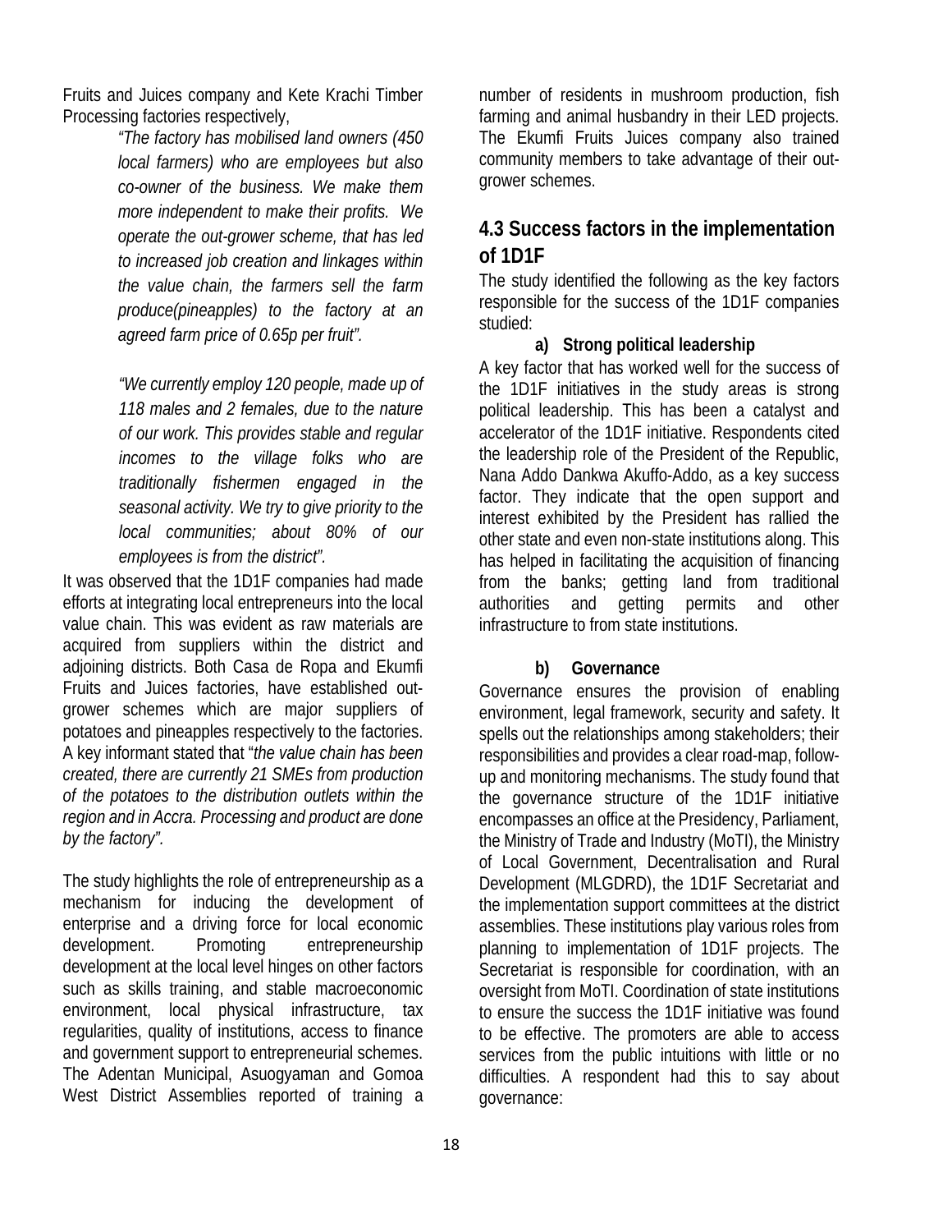Fruits and Juices company and Kete Krachi Timber Processing factories respectively,

> *"The factory has mobilised land owners (450 local farmers) who are employees but also co-owner of the business. We make them more independent to make their profits. We operate the out-grower scheme, that has led to increased job creation and linkages within the value chain, the farmers sell the farm produce(pineapples) to the factory at an agreed farm price of 0.65p per fruit".*
>
> *"We currently employ 120 people, made up of 118 males and 2 females, due to the nature of our work. This provides stable and regular incomes to the village folks who are traditionally fishermen engaged in the seasonal activity. We try to give priority to the local communities; about 80% of our employees is from the district".*

It was observed that the 1D1F companies had made efforts at integrating local entrepreneurs into the local value chain. This was evident as raw materials are acquired from suppliers within the district and adjoining districts. Both Casa de Ropa and Ekumfi Fruits and Juices factories, have established out-grower schemes which are major suppliers of potatoes and pineapples respectively to the factories. A key informant stated that "*the value chain has been created, there are currently 21 SMEs from production of the potatoes to the distribution outlets within the region and in Accra. Processing and product are done by the factory".*

The study highlights the role of entrepreneurship as a mechanism for inducing the development of enterprise and a driving force for local economic development. Promoting entrepreneurship development at the local level hinges on other factors such as skills training, and stable macroeconomic environment, local physical infrastructure, tax regularities, quality of institutions, access to finance and government support to entrepreneurial schemes. The Adentan Municipal, Asuogyaman and Gomoa West District Assemblies reported of training a number of residents in mushroom production, fish farming and animal husbandry in their LED projects. The Ekumfi Fruits Juices company also trained community members to take advantage of their out-grower schemes.

## 4.3 Success factors in the implementation of 1D1F

The study identified the following as the key factors responsible for the success of the 1D1F companies studied:

**a) Strong political leadership**

A key factor that has worked well for the success of the 1D1F initiatives in the study areas is strong political leadership. This has been a catalyst and accelerator of the 1D1F initiative. Respondents cited the leadership role of the President of the Republic, Nana Addo Dankwa Akuffo-Addo, as a key success factor. They indicate that the open support and interest exhibited by the President has rallied the other state and even non-state institutions along. This has helped in facilitating the acquisition of financing from the banks; getting land from traditional authorities and getting permits and other infrastructure to from state institutions.

**b) Governance**

Governance ensures the provision of enabling environment, legal framework, security and safety. It spells out the relationships among stakeholders; their responsibilities and provides a clear road-map, follow-up and monitoring mechanisms. The study found that the governance structure of the 1D1F initiative encompasses an office at the Presidency, Parliament, the Ministry of Trade and Industry (MoTI), the Ministry of Local Government, Decentralisation and Rural Development (MLGDRD), the 1D1F Secretariat and the implementation support committees at the district assemblies. These institutions play various roles from planning to implementation of 1D1F projects. The Secretariat is responsible for coordination, with an oversight from MoTI. Coordination of state institutions to ensure the success the 1D1F initiative was found to be effective. The promoters are able to access services from the public intuitions with little or no difficulties. A respondent had this to say about governance: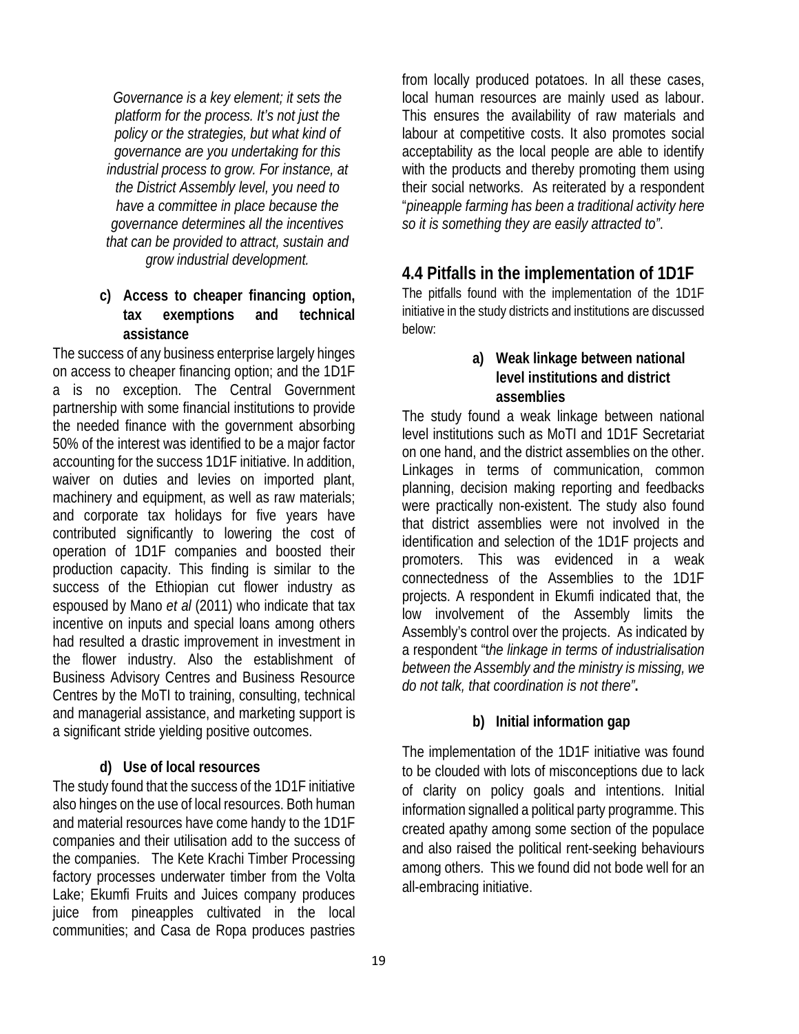*Governance is a key element; it sets the platform for the process. It's not just the policy or the strategies, but what kind of governance are you undertaking for this industrial process to grow. For instance, at the District Assembly level, you need to have a committee in place because the governance determines all the incentives that can be provided to attract, sustain and grow industrial development.*

**c) Access to cheaper financing option, tax exemptions and technical assistance**

The success of any business enterprise largely hinges on access to cheaper financing option; and the 1D1F a is no exception. The Central Government partnership with some financial institutions to provide the needed finance with the government absorbing 50% of the interest was identified to be a major factor accounting for the success 1D1F initiative. In addition, waiver on duties and levies on imported plant, machinery and equipment, as well as raw materials; and corporate tax holidays for five years have contributed significantly to lowering the cost of operation of 1D1F companies and boosted their production capacity. This finding is similar to the success of the Ethiopian cut flower industry as espoused by Mano *et al* (2011) who indicate that tax incentive on inputs and special loans among others had resulted a drastic improvement in investment in the flower industry. Also the establishment of Business Advisory Centres and Business Resource Centres by the MoTI to training, consulting, technical and managerial assistance, and marketing support is a significant stride yielding positive outcomes.

**d) Use of local resources**

The study found that the success of the 1D1F initiative also hinges on the use of local resources. Both human and material resources have come handy to the 1D1F companies and their utilisation add to the success of the companies. The Kete Krachi Timber Processing factory processes underwater timber from the Volta Lake; Ekumfi Fruits and Juices company produces juice from pineapples cultivated in the local communities; and Casa de Ropa produces pastries from locally produced potatoes. In all these cases, local human resources are mainly used as labour. This ensures the availability of raw materials and labour at competitive costs. It also promotes social acceptability as the local people are able to identify with the products and thereby promoting them using their social networks. As reiterated by a respondent "*pineapple farming has been a traditional activity here so it is something they are easily attracted to"*.

## 4.4 Pitfalls in the implementation of 1D1F

The pitfalls found with the implementation of the 1D1F initiative in the study districts and institutions are discussed below:

**a) Weak linkage between national level institutions and district assemblies**

The study found a weak linkage between national level institutions such as MoTI and 1D1F Secretariat on one hand, and the district assemblies on the other. Linkages in terms of communication, common planning, decision making reporting and feedbacks were practically non-existent. The study also found that district assemblies were not involved in the identification and selection of the 1D1F projects and promoters. This was evidenced in a weak connectedness of the Assemblies to the 1D1F projects. A respondent in Ekumfi indicated that, the low involvement of the Assembly limits the Assembly's control over the projects. As indicated by a respondent "t*he linkage in terms of industrialisation between the Assembly and the ministry is missing, we do not talk, that coordination is not there"***.**

**b) Initial information gap**

The implementation of the 1D1F initiative was found to be clouded with lots of misconceptions due to lack of clarity on policy goals and intentions. Initial information signalled a political party programme. This created apathy among some section of the populace and also raised the political rent-seeking behaviours among others. This we found did not bode well for an all-embracing initiative.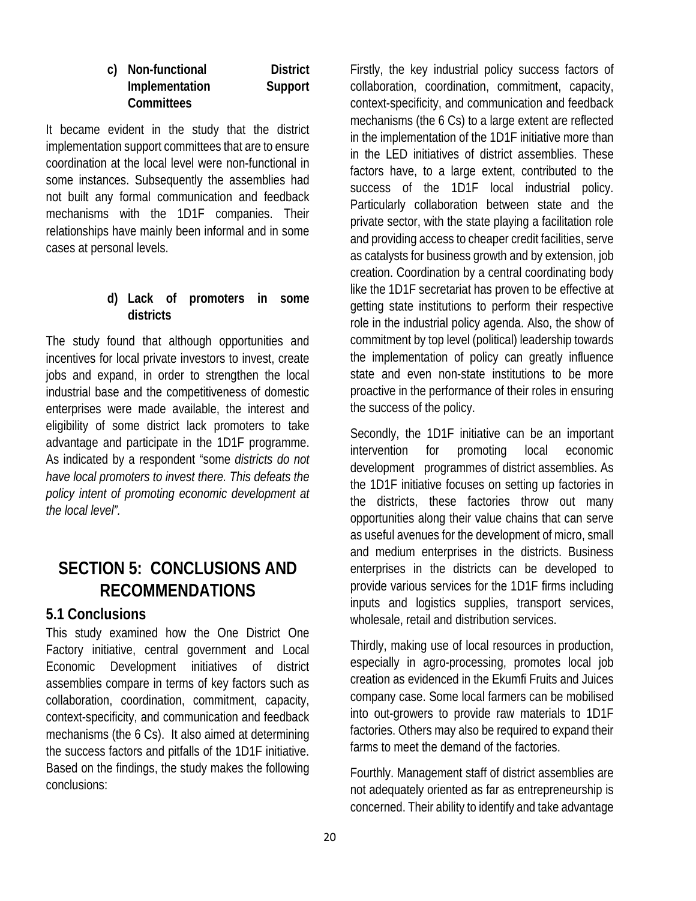#### c) Non-functional District Implementation Support Committees

It became evident in the study that the district implementation support committees that are to ensure coordination at the local level were non-functional in some instances. Subsequently the assemblies had not built any formal communication and feedback mechanisms with the 1D1F companies. Their relationships have mainly been informal and in some cases at personal levels.

#### d) Lack of promoters in some districts

The study found that although opportunities and incentives for local private investors to invest, create jobs and expand, in order to strengthen the local industrial base and the competitiveness of domestic enterprises were made available, the interest and eligibility of some district lack promoters to take advantage and participate in the 1D1F programme. As indicated by a respondent "some *districts do not have local promoters to invest there. This defeats the policy intent of promoting economic development at the local level".*

# SECTION 5: CONCLUSIONS AND RECOMMENDATIONS

## 5.1 Conclusions

This study examined how the One District One Factory initiative, central government and Local Economic Development initiatives of district assemblies compare in terms of key factors such as collaboration, coordination, commitment, capacity, context-specificity, and communication and feedback mechanisms (the 6 Cs). It also aimed at determining the success factors and pitfalls of the 1D1F initiative. Based on the findings, the study makes the following conclusions:

Firstly, the key industrial policy success factors of collaboration, coordination, commitment, capacity, context-specificity, and communication and feedback mechanisms (the 6 Cs) to a large extent are reflected in the implementation of the 1D1F initiative more than in the LED initiatives of district assemblies. These factors have, to a large extent, contributed to the success of the 1D1F local industrial policy. Particularly collaboration between state and the private sector, with the state playing a facilitation role and providing access to cheaper credit facilities, serve as catalysts for business growth and by extension, job creation. Coordination by a central coordinating body like the 1D1F secretariat has proven to be effective at getting state institutions to perform their respective role in the industrial policy agenda. Also, the show of commitment by top level (political) leadership towards the implementation of policy can greatly influence state and even non-state institutions to be more proactive in the performance of their roles in ensuring the success of the policy.

Secondly, the 1D1F initiative can be an important intervention for promoting local economic development programmes of district assemblies. As the 1D1F initiative focuses on setting up factories in the districts, these factories throw out many opportunities along their value chains that can serve as useful avenues for the development of micro, small and medium enterprises in the districts. Business enterprises in the districts can be developed to provide various services for the 1D1F firms including inputs and logistics supplies, transport services, wholesale, retail and distribution services.

Thirdly, making use of local resources in production, especially in agro-processing, promotes local job creation as evidenced in the Ekumfi Fruits and Juices company case. Some local farmers can be mobilised into out-growers to provide raw materials to 1D1F factories. Others may also be required to expand their farms to meet the demand of the factories.

Fourthly. Management staff of district assemblies are not adequately oriented as far as entrepreneurship is concerned. Their ability to identify and take advantage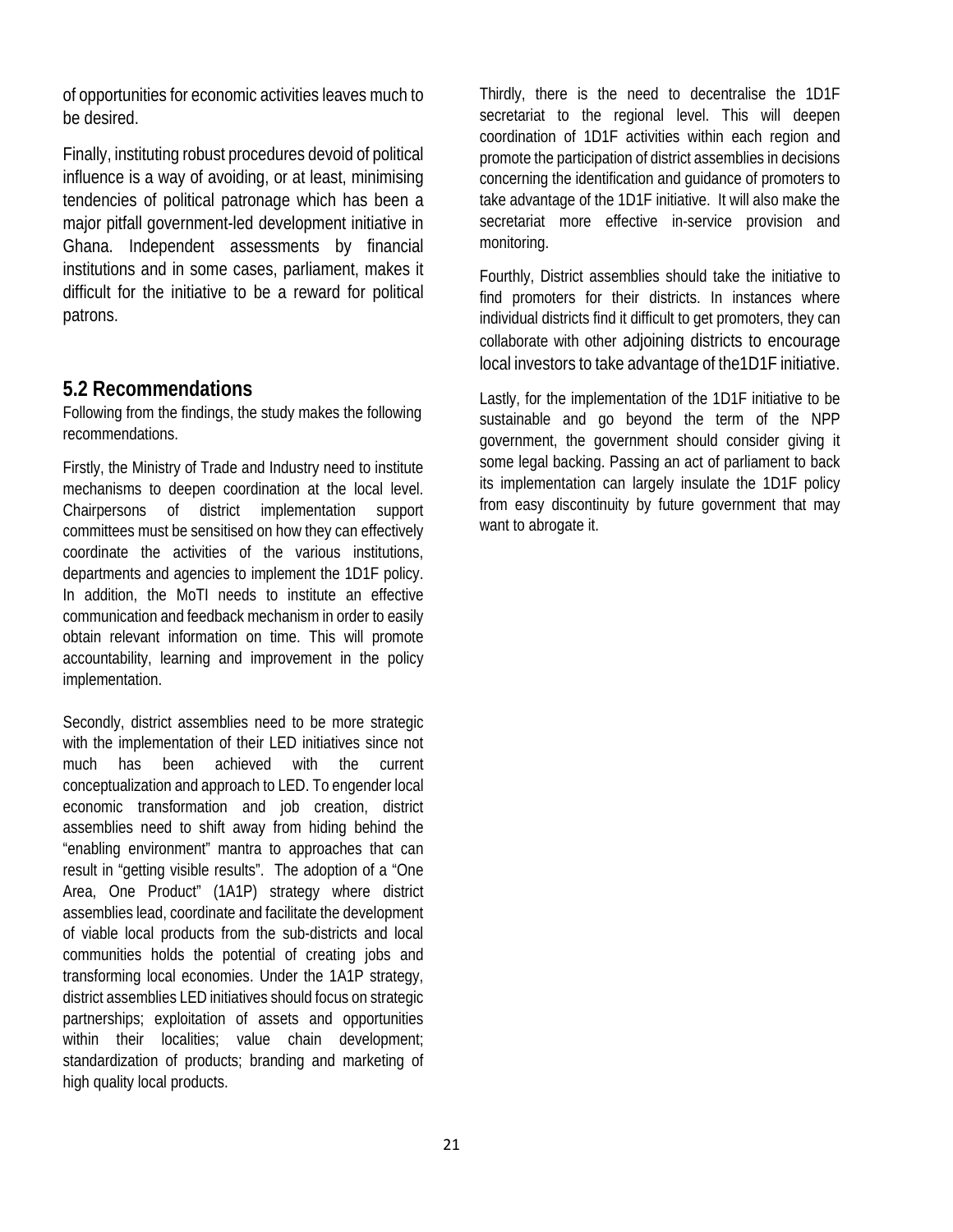of opportunities for economic activities leaves much to be desired.

Finally, instituting robust procedures devoid of political influence is a way of avoiding, or at least, minimising tendencies of political patronage which has been a major pitfall government-led development initiative in Ghana. Independent assessments by financial institutions and in some cases, parliament, makes it difficult for the initiative to be a reward for political patrons.

## 5.2 Recommendations

Following from the findings, the study makes the following recommendations.

Firstly, the Ministry of Trade and Industry need to institute mechanisms to deepen coordination at the local level. Chairpersons of district implementation support committees must be sensitised on how they can effectively coordinate the activities of the various institutions, departments and agencies to implement the 1D1F policy. In addition, the MoTI needs to institute an effective communication and feedback mechanism in order to easily obtain relevant information on time. This will promote accountability, learning and improvement in the policy implementation.

Secondly, district assemblies need to be more strategic with the implementation of their LED initiatives since not much has been achieved with the current conceptualization and approach to LED. To engender local economic transformation and job creation, district assemblies need to shift away from hiding behind the "enabling environment" mantra to approaches that can result in "getting visible results". The adoption of a "One Area, One Product" (1A1P) strategy where district assemblies lead, coordinate and facilitate the development of viable local products from the sub-districts and local communities holds the potential of creating jobs and transforming local economies. Under the 1A1P strategy, district assemblies LED initiatives should focus on strategic partnerships; exploitation of assets and opportunities within their localities; value chain development; standardization of products; branding and marketing of high quality local products.

Thirdly, there is the need to decentralise the 1D1F secretariat to the regional level. This will deepen coordination of 1D1F activities within each region and promote the participation of district assemblies in decisions concerning the identification and guidance of promoters to take advantage of the 1D1F initiative. It will also make the secretariat more effective in-service provision and monitoring.

Fourthly, District assemblies should take the initiative to find promoters for their districts. In instances where individual districts find it difficult to get promoters, they can collaborate with other adjoining districts to encourage local investors to take advantage of the1D1F initiative.

Lastly, for the implementation of the 1D1F initiative to be sustainable and go beyond the term of the NPP government, the government should consider giving it some legal backing. Passing an act of parliament to back its implementation can largely insulate the 1D1F policy from easy discontinuity by future government that may want to abrogate it.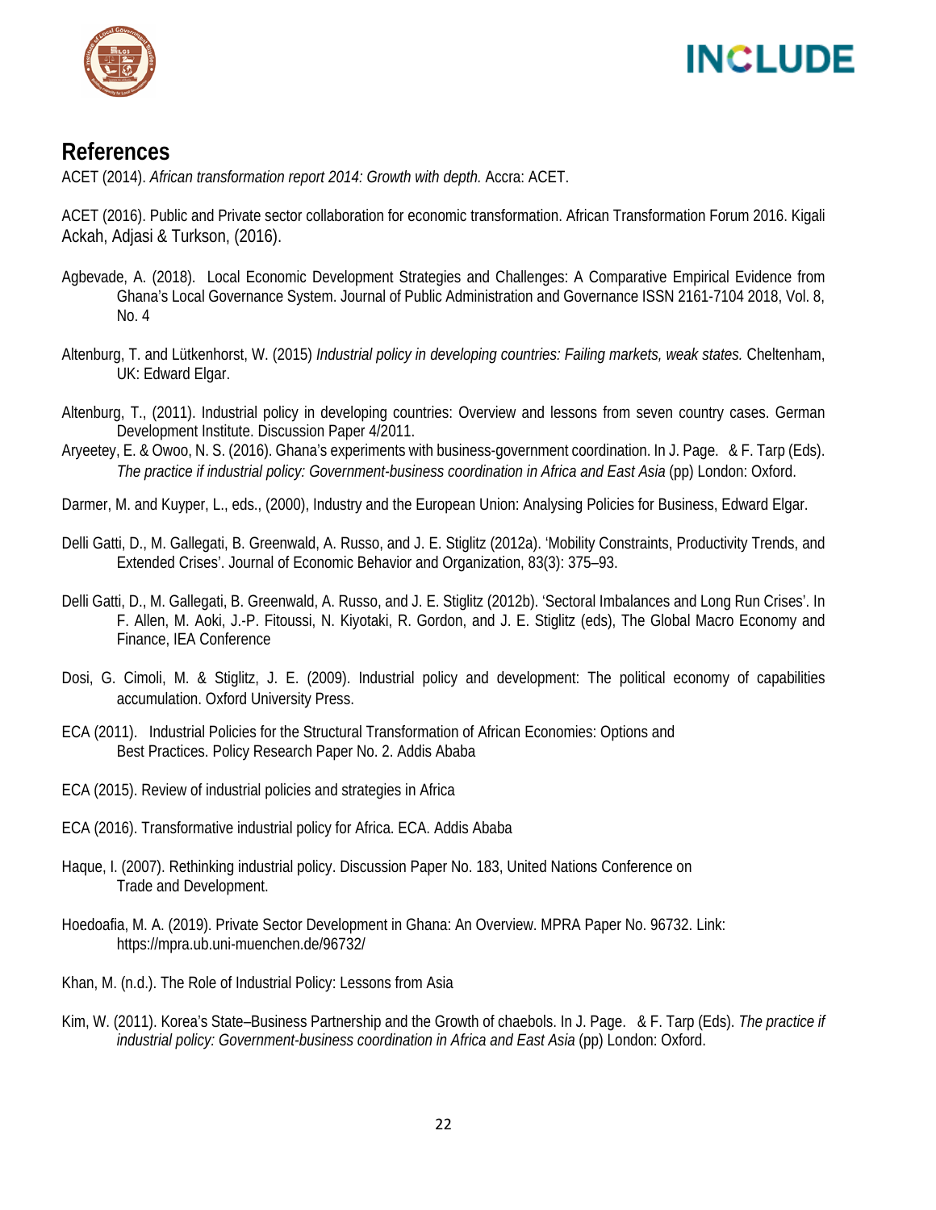## References

ACET (2014). *African transformation report 2014: Growth with depth.* Accra: ACET.

ACET (2016). Public and Private sector collaboration for economic transformation. African Transformation Forum 2016. Kigali Ackah, Adjasi & Turkson, (2016).

Agbevade, A. (2018). Local Economic Development Strategies and Challenges: A Comparative Empirical Evidence from Ghana's Local Governance System. Journal of Public Administration and Governance ISSN 2161-7104 2018, Vol. 8, No. 4

Altenburg, T. and Lütkenhorst, W. (2015) *Industrial policy in developing countries: Failing markets, weak states.* Cheltenham, UK: Edward Elgar.

Altenburg, T., (2011). Industrial policy in developing countries: Overview and lessons from seven country cases. German Development Institute. Discussion Paper 4/2011.

Aryeetey, E. & Owoo, N. S. (2016). Ghana's experiments with business-government coordination. In J. Page. & F. Tarp (Eds). *The practice if industrial policy: Government-business coordination in Africa and East Asia* (pp) London: Oxford.

Darmer, M. and Kuyper, L., eds., (2000), Industry and the European Union: Analysing Policies for Business, Edward Elgar.

Delli Gatti, D., M. Gallegati, B. Greenwald, A. Russo, and J. E. Stiglitz (2012a). 'Mobility Constraints, Productivity Trends, and Extended Crises'. Journal of Economic Behavior and Organization, 83(3): 375–93.

Delli Gatti, D., M. Gallegati, B. Greenwald, A. Russo, and J. E. Stiglitz (2012b). 'Sectoral Imbalances and Long Run Crises'. In F. Allen, M. Aoki, J.-P. Fitoussi, N. Kiyotaki, R. Gordon, and J. E. Stiglitz (eds), The Global Macro Economy and Finance, IEA Conference

Dosi, G. Cimoli, M. & Stiglitz, J. E. (2009). Industrial policy and development: The political economy of capabilities accumulation. Oxford University Press.

ECA (2011). Industrial Policies for the Structural Transformation of African Economies: Options and Best Practices. Policy Research Paper No. 2. Addis Ababa

ECA (2015). Review of industrial policies and strategies in Africa

ECA (2016). Transformative industrial policy for Africa. ECA. Addis Ababa

Haque, I. (2007). Rethinking industrial policy. Discussion Paper No. 183, United Nations Conference on Trade and Development.

Hoedoafia, M. A. (2019). Private Sector Development in Ghana: An Overview. MPRA Paper No. 96732. Link: https://mpra.ub.uni-muenchen.de/96732/

Khan, M. (n.d.). The Role of Industrial Policy: Lessons from Asia

Kim, W. (2011). Korea's State–Business Partnership and the Growth of chaebols. In J. Page. & F. Tarp (Eds). *The practice if industrial policy: Government-business coordination in Africa and East Asia* (pp) London: Oxford.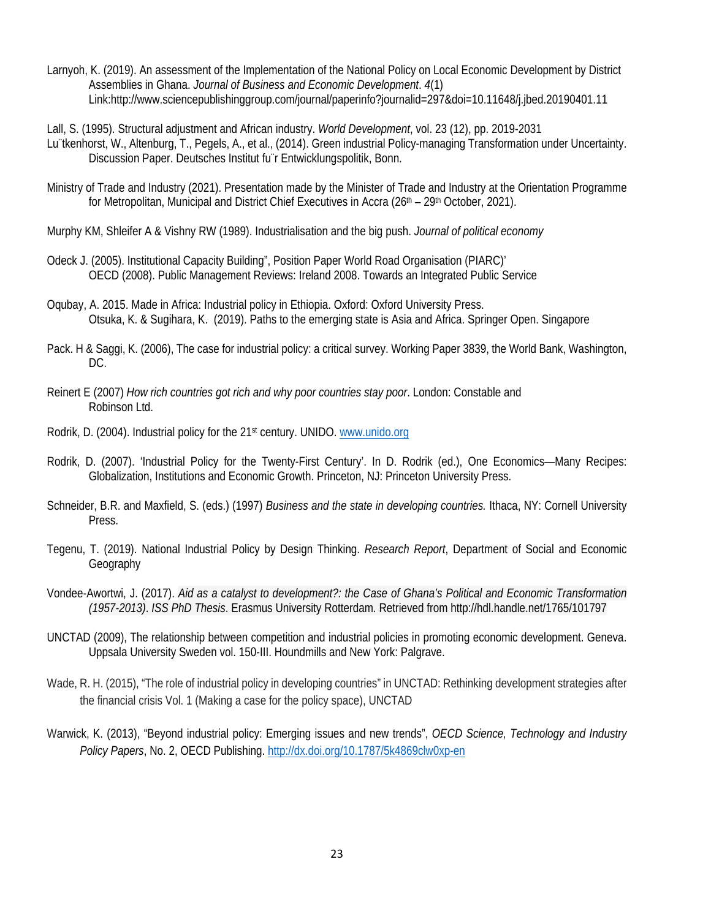Larnyoh, K. (2019). An assessment of the Implementation of the National Policy on Local Economic Development by District Assemblies in Ghana. *Journal of Business and Economic Development*. *4*(1) Link:http://www.sciencepublishinggroup.com/journal/paperinfo?journalid=297&doi=10.11648/j.jbed.20190401.11

Lall, S. (1995). Structural adjustment and African industry. *World Development*, vol. 23 (12), pp. 2019-2031

Lu¨tkenhorst, W., Altenburg, T., Pegels, A., et al., (2014). Green industrial Policy-managing Transformation under Uncertainty. Discussion Paper. Deutsches Institut fu¨r Entwicklungspolitik, Bonn.

Ministry of Trade and Industry (2021). Presentation made by the Minister of Trade and Industry at the Orientation Programme for Metropolitan, Municipal and District Chief Executives in Accra (26th – 29th October, 2021).

Murphy KM, Shleifer A & Vishny RW (1989). Industrialisation and the big push. *Journal of political economy*

Odeck J. (2005). Institutional Capacity Building", Position Paper World Road Organisation (PIARC)'

OECD (2008). Public Management Reviews: Ireland 2008. Towards an Integrated Public Service

Oqubay, A. 2015. Made in Africa: Industrial policy in Ethiopia. Oxford: Oxford University Press.

Otsuka, K. & Sugihara, K. (2019). Paths to the emerging state is Asia and Africa. Springer Open. Singapore

Pack. H & Saggi, K. (2006), The case for industrial policy: a critical survey. Working Paper 3839, the World Bank, Washington, DC.

Reinert E (2007) *How rich countries got rich and why poor countries stay poor*. London: Constable and Robinson Ltd.

Rodrik, D. (2004). Industrial policy for the 21st century. UNIDO. www.unido.org

Rodrik, D. (2007). 'Industrial Policy for the Twenty-First Century'. In D. Rodrik (ed.), One Economics—Many Recipes: Globalization, Institutions and Economic Growth. Princeton, NJ: Princeton University Press.

Schneider, B.R. and Maxfield, S. (eds.) (1997) *Business and the state in developing countries.* Ithaca, NY: Cornell University Press.

Tegenu, T. (2019). National Industrial Policy by Design Thinking. *Research Report*, Department of Social and Economic Geography

Vondee-Awortwi, J. (2017). *Aid as a catalyst to development?: the Case of Ghana's Political and Economic Transformation (1957-2013)*. *ISS PhD Thesis*. Erasmus University Rotterdam. Retrieved from http://hdl.handle.net/1765/101797

UNCTAD (2009), The relationship between competition and industrial policies in promoting economic development. Geneva. Uppsala University Sweden vol. 150-III. Houndmills and New York: Palgrave.

Wade, R. H. (2015), "The role of industrial policy in developing countries" in UNCTAD: Rethinking development strategies after the financial crisis Vol. 1 (Making a case for the policy space), UNCTAD

Warwick, K. (2013), "Beyond industrial policy: Emerging issues and new trends", *OECD Science, Technology and Industry Policy Papers*, No. 2, OECD Publishing. http://dx.doi.org/10.1787/5k4869clw0xp-en